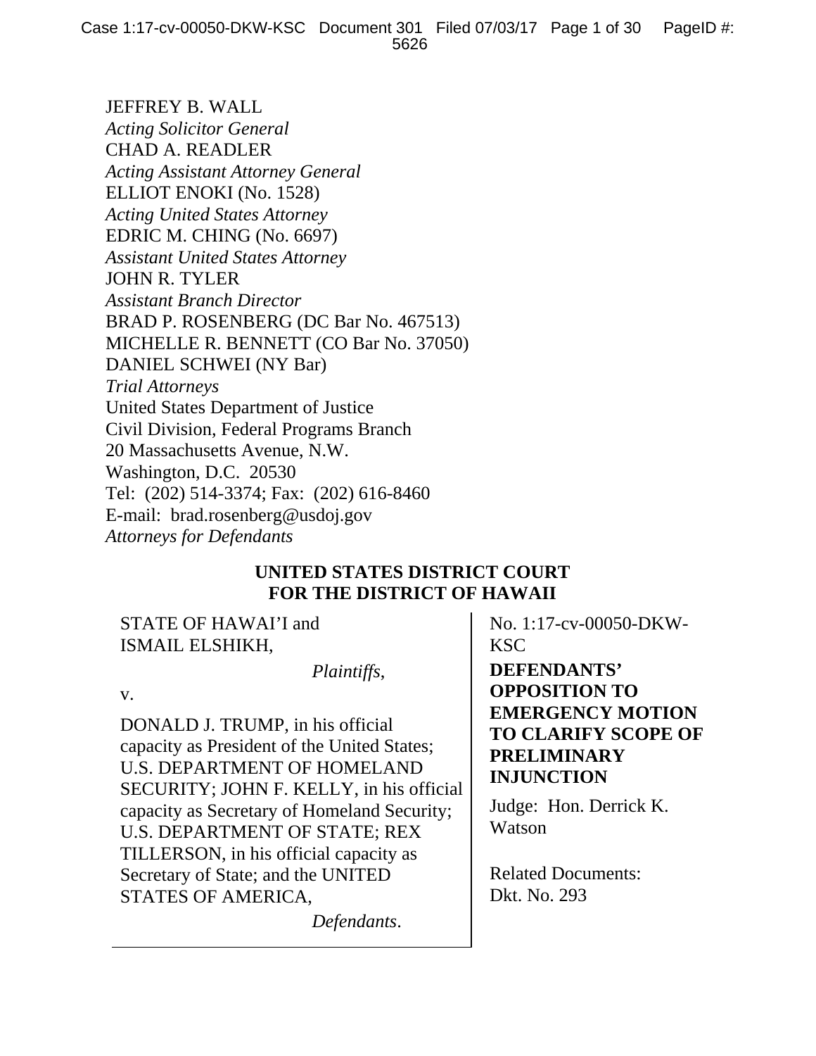JEFFREY B. WALL
*Acting Solicitor General*
CHAD A. READLER
*Acting Assistant Attorney General*
ELLIOT ENOKI (No. 1528)
*Acting United States Attorney*
EDRIC M. CHING (No. 6697)
*Assistant United States Attorney*
JOHN R. TYLER
*Assistant Branch Director*
BRAD P. ROSENBERG (DC Bar No. 467513)
MICHELLE R. BENNETT (CO Bar No. 37050)
DANIEL SCHWEI (NY Bar)
*Trial Attorneys*
United States Department of Justice
Civil Division, Federal Programs Branch
20 Massachusetts Avenue, N.W.
Washington, D.C. 20530
Tel: (202) 514-3374; Fax: (202) 616-8460
E-mail: brad.rosenberg@usdoj.gov
*Attorneys for Defendants*

**UNITED STATES DISTRICT COURT**
**FOR THE DISTRICT OF HAWAII**

STATE OF HAWAI'I and ISMAIL ELSHIKH,

*Plaintiffs*,

v.

DONALD J. TRUMP, in his official capacity as President of the United States; U.S. DEPARTMENT OF HOMELAND SECURITY; JOHN F. KELLY, in his official capacity as Secretary of Homeland Security; U.S. DEPARTMENT OF STATE; REX TILLERSON, in his official capacity as Secretary of State; and the UNITED STATES OF AMERICA,

*Defendants*.

No. 1:17-cv-00050-DKW-KSC

**DEFENDANTS' OPPOSITION TO EMERGENCY MOTION TO CLARIFY SCOPE OF PRELIMINARY INJUNCTION**

Judge: Hon. Derrick K. Watson

Related Documents: Dkt. No. 293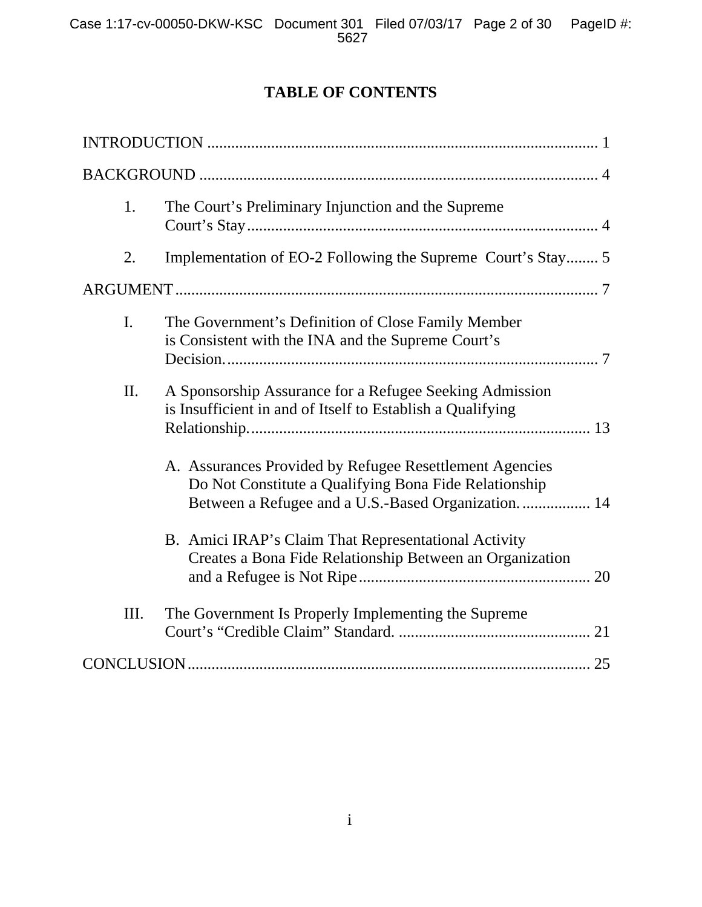# TABLE OF CONTENTS

INTRODUCTION .................................................................................................. 1

BACKGROUND .................................................................................................... 4

1. The Court's Preliminary Injunction and the Supreme Court's Stay......................................................................................... 4

2. Implementation of EO-2 Following the Supreme Court's Stay........ 5

ARGUMENT.......................................................................................................... 7

I. The Government's Definition of Close Family Member is Consistent with the INA and the Supreme Court's Decision............................................................................................. 7

II. A Sponsorship Assurance for a Refugee Seeking Admission is Insufficient in and of Itself to Establish a Qualifying Relationship...................................................................................... 13

   A. Assurances Provided by Refugee Resettlement Agencies Do Not Constitute a Qualifying Bona Fide Relationship Between a Refugee and a U.S.-Based Organization................. 14

   B. Amici IRAP's Claim That Representational Activity Creates a Bona Fide Relationship Between an Organization and a Refugee is Not Ripe.......................................................... 20

III. The Government Is Properly Implementing the Supreme Court's "Credible Claim" Standard. ................................................ 21

CONCLUSION..................................................................................................... 25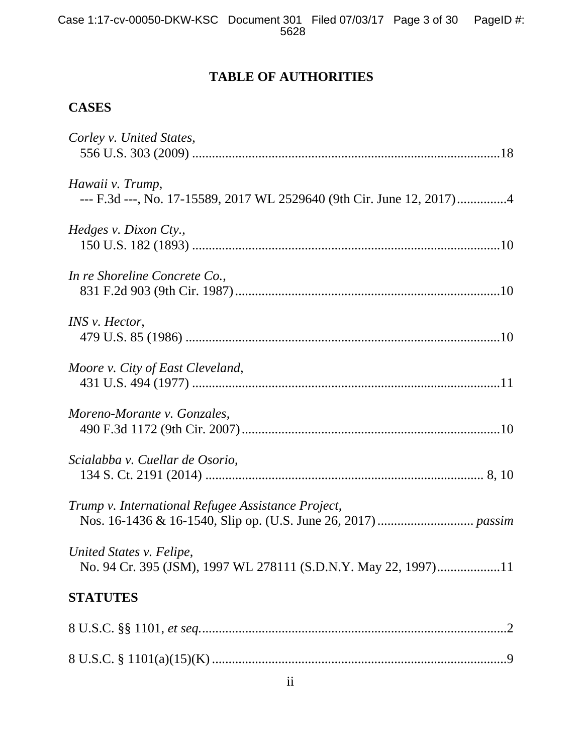# TABLE OF AUTHORITIES

## CASES

*Corley v. United States*,
556 U.S. 303 (2009) ....................................................................................18

*Hawaii v. Trump*,
--- F.3d ---, No. 17-15589, 2017 WL 2529640 (9th Cir. June 12, 2017)...............4

*Hedges v. Dixon Cty.*,
150 U.S. 182 (1893) ....................................................................................10

*In re Shoreline Concrete Co.*,
831 F.2d 903 (9th Cir. 1987)........................................................................10

*INS v. Hector*,
479 U.S. 85 (1986) ......................................................................................10

*Moore v. City of East Cleveland*,
431 U.S. 494 (1977) ....................................................................................11

*Moreno-Morante v. Gonzales*,
490 F.3d 1172 (9th Cir. 2007).....................................................................10

*Scialabba v. Cuellar de Osorio*,
134 S. Ct. 2191 (2014) ............................................................................ 8, 10

*Trump v. International Refugee Assistance Project*,
Nos. 16-1436 & 16-1540, Slip op. (U.S. June 26, 2017)............................ *passim*

*United States v. Felipe*,
No. 94 Cr. 395 (JSM), 1997 WL 278111 (S.D.N.Y. May 22, 1997)..................11

## STATUTES

8 U.S.C. §§ 1101, *et seq.*.................................................................................2

8 U.S.C. § 1101(a)(15)(K) ..............................................................................9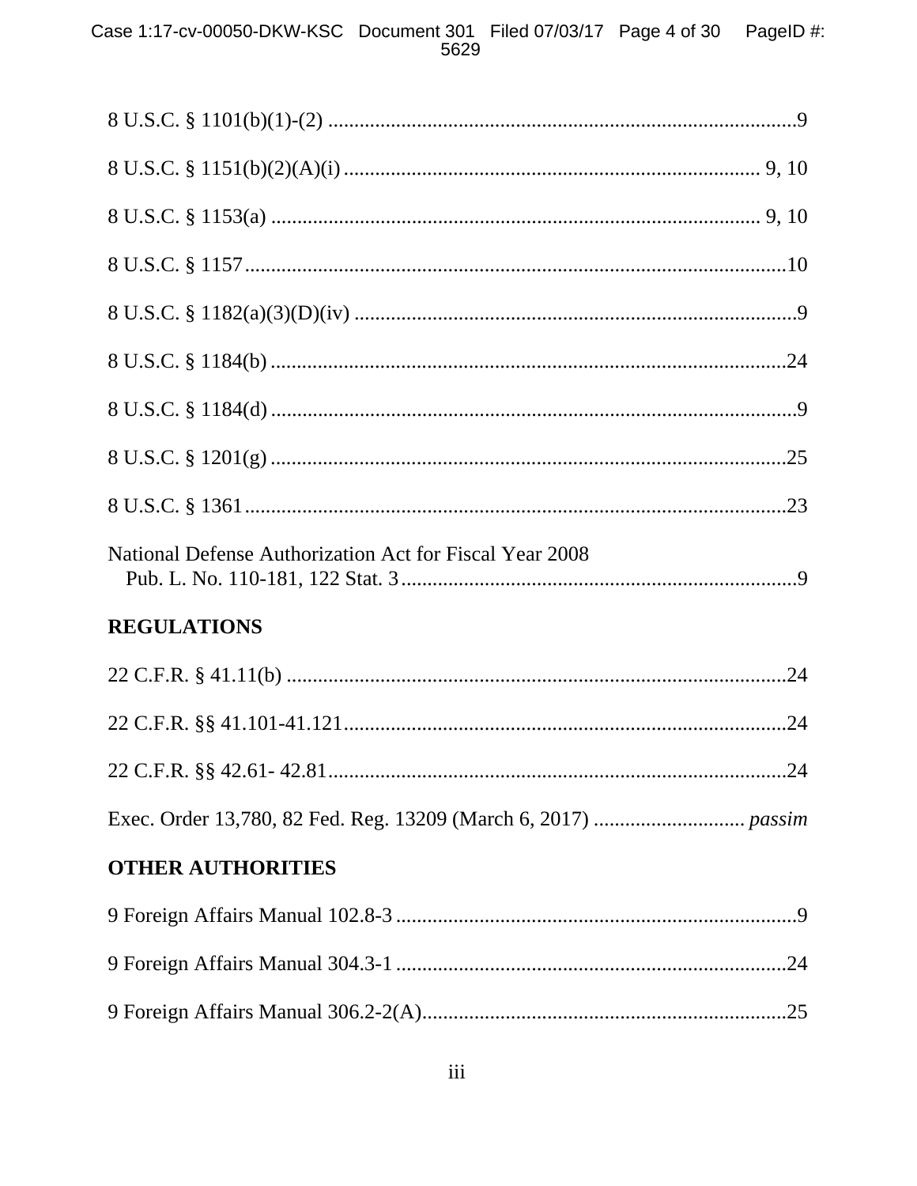8 U.S.C. § 1101(b)(1)-(2) ..........................................................................................9

8 U.S.C. § 1151(b)(2)(A)(i) ................................................................................ 9, 10

8 U.S.C. § 1153(a) .............................................................................................. 9, 10

8 U.S.C. § 1157........................................................................................................10

8 U.S.C. § 1182(a)(3)(D)(iv) .....................................................................................9

8 U.S.C. § 1184(b) ...................................................................................................24

8 U.S.C. § 1184(d) .....................................................................................................9

8 U.S.C. § 1201(g) ...................................................................................................25

8 U.S.C. § 1361........................................................................................................23

National Defense Authorization Act for Fiscal Year 2008
Pub. L. No. 110-181, 122 Stat. 3............................................................................9

## REGULATIONS

22 C.F.R. § 41.11(b) ................................................................................................24

22 C.F.R. §§ 41.101-41.121.....................................................................................24

22 C.F.R. §§ 42.61- 42.81........................................................................................24

Exec. Order 13,780, 82 Fed. Reg. 13209 (March 6, 2017) ............................ *passim*

## OTHER AUTHORITIES

9 Foreign Affairs Manual 102.8-3 .............................................................................9

9 Foreign Affairs Manual 304.3-1 ...........................................................................24

9 Foreign Affairs Manual 306.2-2(A).......................................................................25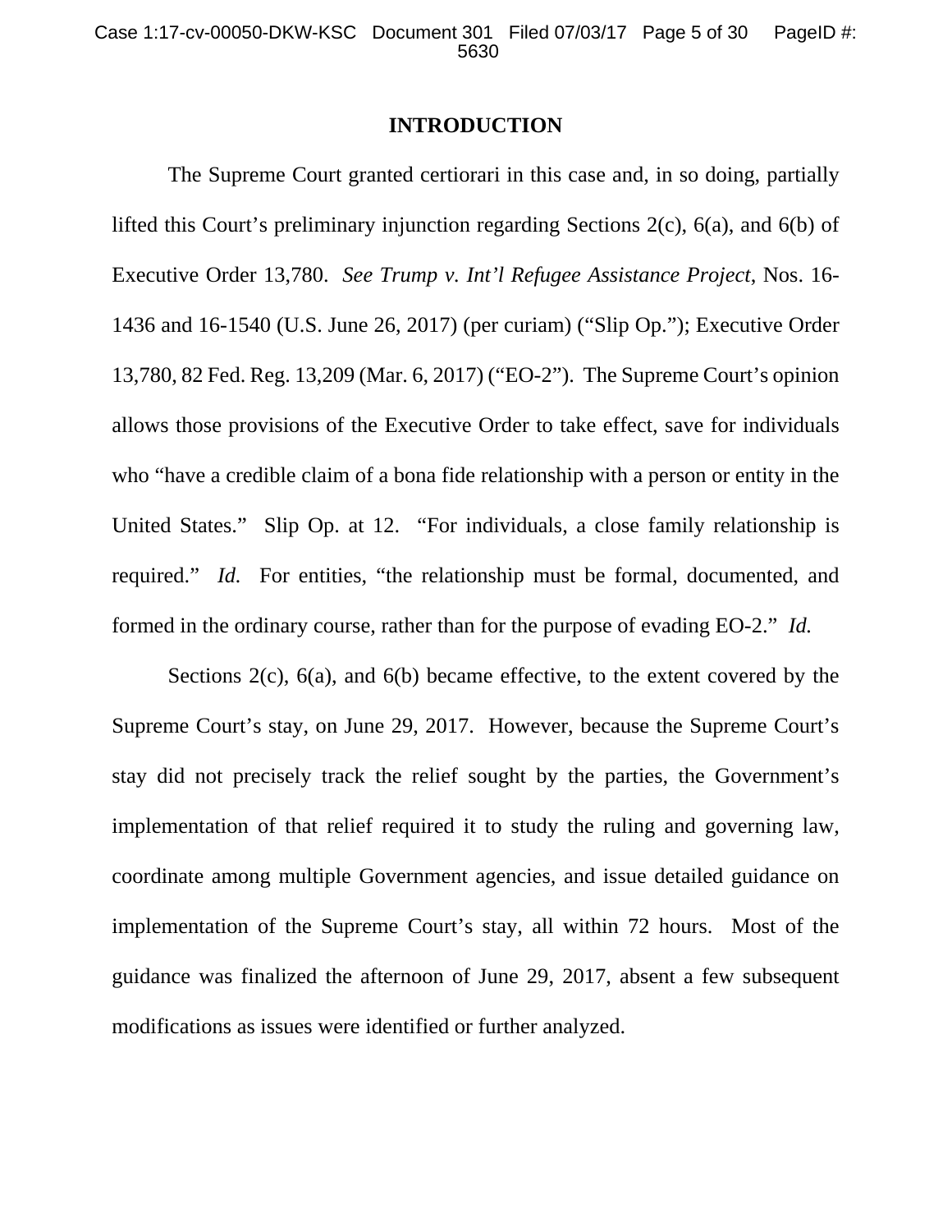## INTRODUCTION

The Supreme Court granted certiorari in this case and, in so doing, partially lifted this Court's preliminary injunction regarding Sections 2(c), 6(a), and 6(b) of Executive Order 13,780. *See Trump v. Int'l Refugee Assistance Project*, Nos. 16-1436 and 16-1540 (U.S. June 26, 2017) (per curiam) ("Slip Op."); Executive Order 13,780, 82 Fed. Reg. 13,209 (Mar. 6, 2017) ("EO-2"). The Supreme Court's opinion allows those provisions of the Executive Order to take effect, save for individuals who "have a credible claim of a bona fide relationship with a person or entity in the United States." Slip Op. at 12. "For individuals, a close family relationship is required." *Id.* For entities, "the relationship must be formal, documented, and formed in the ordinary course, rather than for the purpose of evading EO-2." *Id.*

Sections 2(c), 6(a), and 6(b) became effective, to the extent covered by the Supreme Court's stay, on June 29, 2017. However, because the Supreme Court's stay did not precisely track the relief sought by the parties, the Government's implementation of that relief required it to study the ruling and governing law, coordinate among multiple Government agencies, and issue detailed guidance on implementation of the Supreme Court's stay, all within 72 hours. Most of the guidance was finalized the afternoon of June 29, 2017, absent a few subsequent modifications as issues were identified or further analyzed.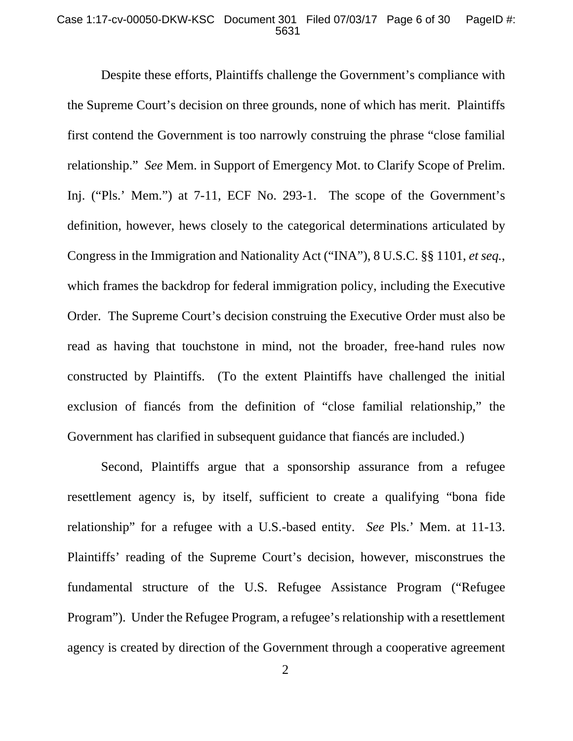Despite these efforts, Plaintiffs challenge the Government's compliance with the Supreme Court's decision on three grounds, none of which has merit. Plaintiffs first contend the Government is too narrowly construing the phrase "close familial relationship." *See* Mem. in Support of Emergency Mot. to Clarify Scope of Prelim. Inj. ("Pls.' Mem.") at 7-11, ECF No. 293-1. The scope of the Government's definition, however, hews closely to the categorical determinations articulated by Congress in the Immigration and Nationality Act ("INA"), 8 U.S.C. §§ 1101, *et seq.*, which frames the backdrop for federal immigration policy, including the Executive Order. The Supreme Court's decision construing the Executive Order must also be read as having that touchstone in mind, not the broader, free-hand rules now constructed by Plaintiffs. (To the extent Plaintiffs have challenged the initial exclusion of fiancés from the definition of "close familial relationship," the Government has clarified in subsequent guidance that fiancés are included.)

Second, Plaintiffs argue that a sponsorship assurance from a refugee resettlement agency is, by itself, sufficient to create a qualifying "bona fide relationship" for a refugee with a U.S.-based entity. *See* Pls.' Mem. at 11-13. Plaintiffs' reading of the Supreme Court's decision, however, misconstrues the fundamental structure of the U.S. Refugee Assistance Program ("Refugee Program"). Under the Refugee Program, a refugee's relationship with a resettlement agency is created by direction of the Government through a cooperative agreement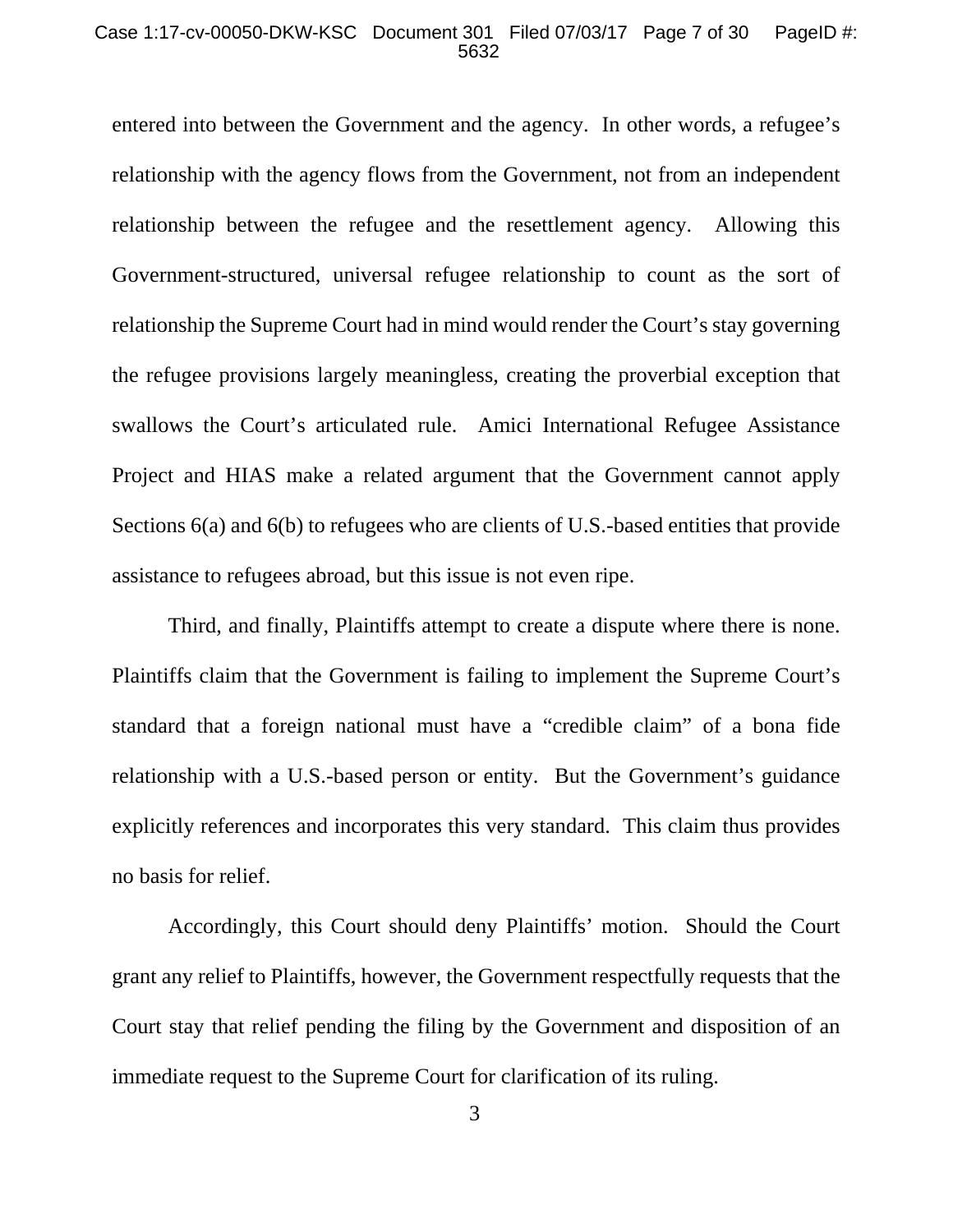entered into between the Government and the agency. In other words, a refugee's relationship with the agency flows from the Government, not from an independent relationship between the refugee and the resettlement agency. Allowing this Government-structured, universal refugee relationship to count as the sort of relationship the Supreme Court had in mind would render the Court's stay governing the refugee provisions largely meaningless, creating the proverbial exception that swallows the Court's articulated rule. Amici International Refugee Assistance Project and HIAS make a related argument that the Government cannot apply Sections 6(a) and 6(b) to refugees who are clients of U.S.-based entities that provide assistance to refugees abroad, but this issue is not even ripe.

Third, and finally, Plaintiffs attempt to create a dispute where there is none. Plaintiffs claim that the Government is failing to implement the Supreme Court's standard that a foreign national must have a "credible claim" of a bona fide relationship with a U.S.-based person or entity. But the Government's guidance explicitly references and incorporates this very standard. This claim thus provides no basis for relief.

Accordingly, this Court should deny Plaintiffs' motion. Should the Court grant any relief to Plaintiffs, however, the Government respectfully requests that the Court stay that relief pending the filing by the Government and disposition of an immediate request to the Supreme Court for clarification of its ruling.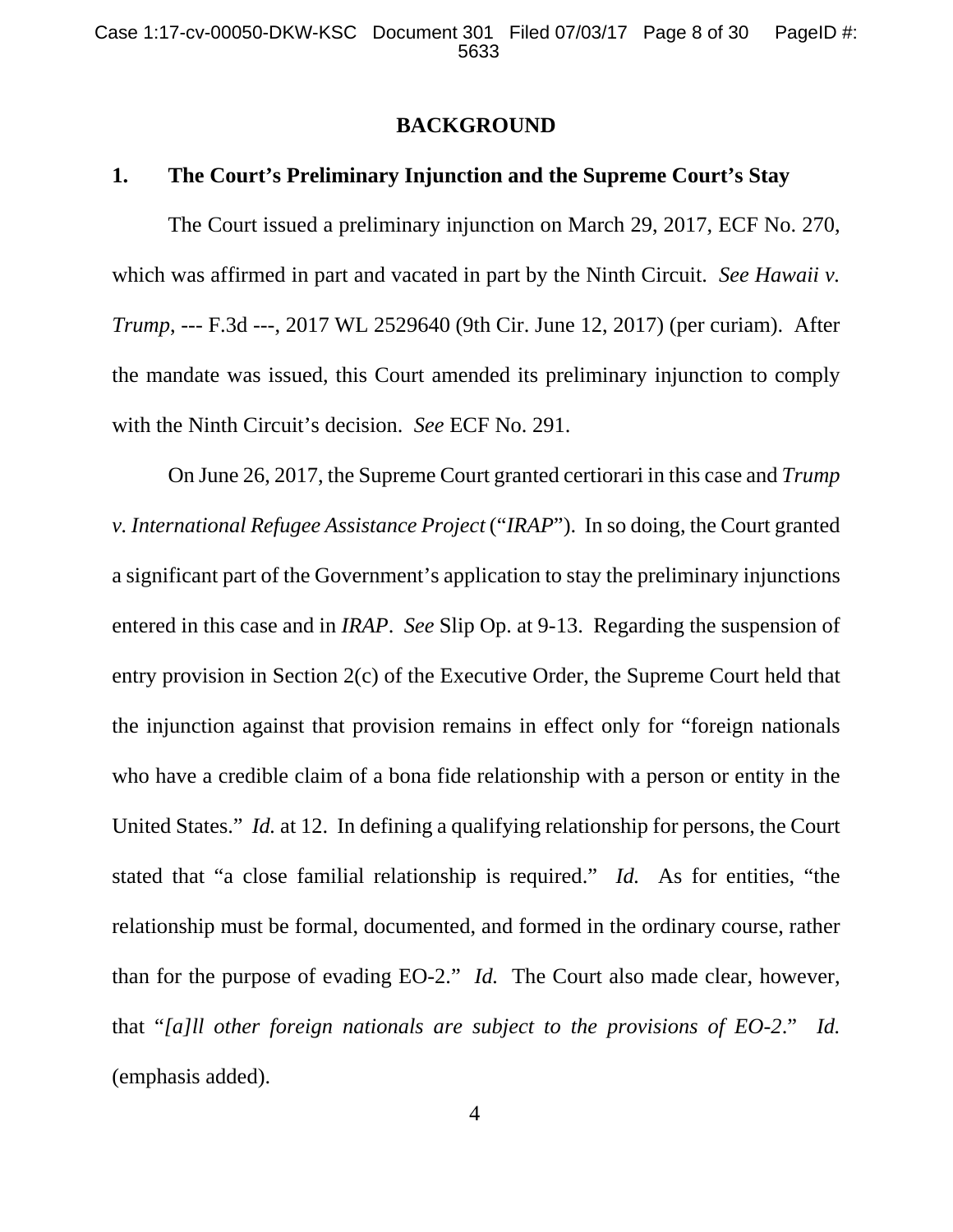## BACKGROUND

### 1. The Court's Preliminary Injunction and the Supreme Court's Stay

The Court issued a preliminary injunction on March 29, 2017, ECF No. 270, which was affirmed in part and vacated in part by the Ninth Circuit. *See Hawaii v. Trump*, --- F.3d ---, 2017 WL 2529640 (9th Cir. June 12, 2017) (per curiam). After the mandate was issued, this Court amended its preliminary injunction to comply with the Ninth Circuit's decision. *See* ECF No. 291.

On June 26, 2017, the Supreme Court granted certiorari in this case and *Trump v. International Refugee Assistance Project* ("*IRAP*"). In so doing, the Court granted a significant part of the Government's application to stay the preliminary injunctions entered in this case and in *IRAP*. *See* Slip Op. at 9-13. Regarding the suspension of entry provision in Section 2(c) of the Executive Order, the Supreme Court held that the injunction against that provision remains in effect only for "foreign nationals who have a credible claim of a bona fide relationship with a person or entity in the United States." *Id.* at 12. In defining a qualifying relationship for persons, the Court stated that "a close familial relationship is required." *Id.* As for entities, "the relationship must be formal, documented, and formed in the ordinary course, rather than for the purpose of evading EO-2." *Id.* The Court also made clear, however, that "*[a]ll other foreign nationals are subject to the provisions of EO-2*." *Id.* (emphasis added).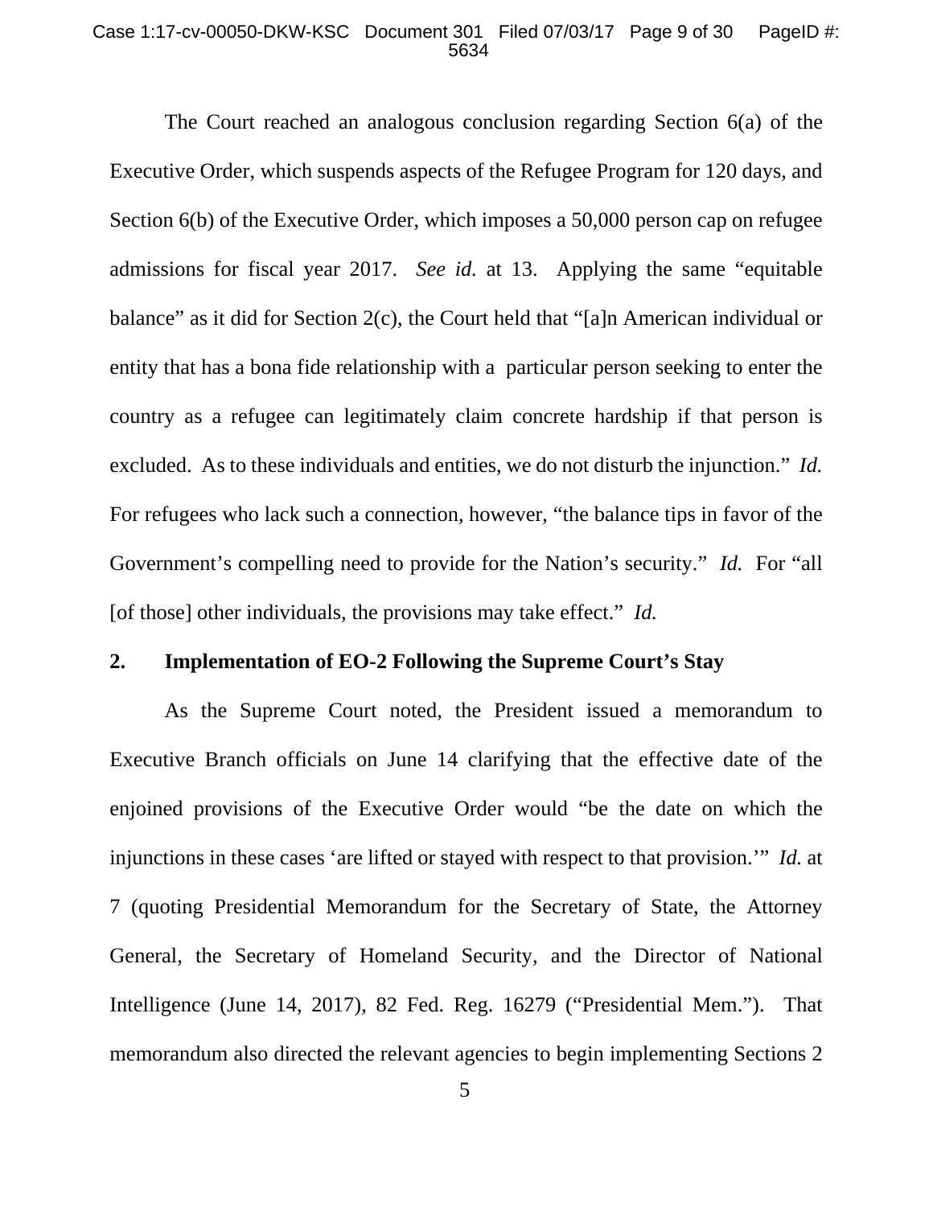The Court reached an analogous conclusion regarding Section 6(a) of the Executive Order, which suspends aspects of the Refugee Program for 120 days, and Section 6(b) of the Executive Order, which imposes a 50,000 person cap on refugee admissions for fiscal year 2017. *See id.* at 13. Applying the same "equitable balance" as it did for Section 2(c), the Court held that "[a]n American individual or entity that has a bona fide relationship with a particular person seeking to enter the country as a refugee can legitimately claim concrete hardship if that person is excluded. As to these individuals and entities, we do not disturb the injunction." *Id.* For refugees who lack such a connection, however, "the balance tips in favor of the Government's compelling need to provide for the Nation's security." *Id.* For "all [of those] other individuals, the provisions may take effect." *Id.*

## 2. Implementation of EO-2 Following the Supreme Court's Stay

As the Supreme Court noted, the President issued a memorandum to Executive Branch officials on June 14 clarifying that the effective date of the enjoined provisions of the Executive Order would "be the date on which the injunctions in these cases 'are lifted or stayed with respect to that provision.'" *Id.* at 7 (quoting Presidential Memorandum for the Secretary of State, the Attorney General, the Secretary of Homeland Security, and the Director of National Intelligence (June 14, 2017), 82 Fed. Reg. 16279 ("Presidential Mem."). That memorandum also directed the relevant agencies to begin implementing Sections 2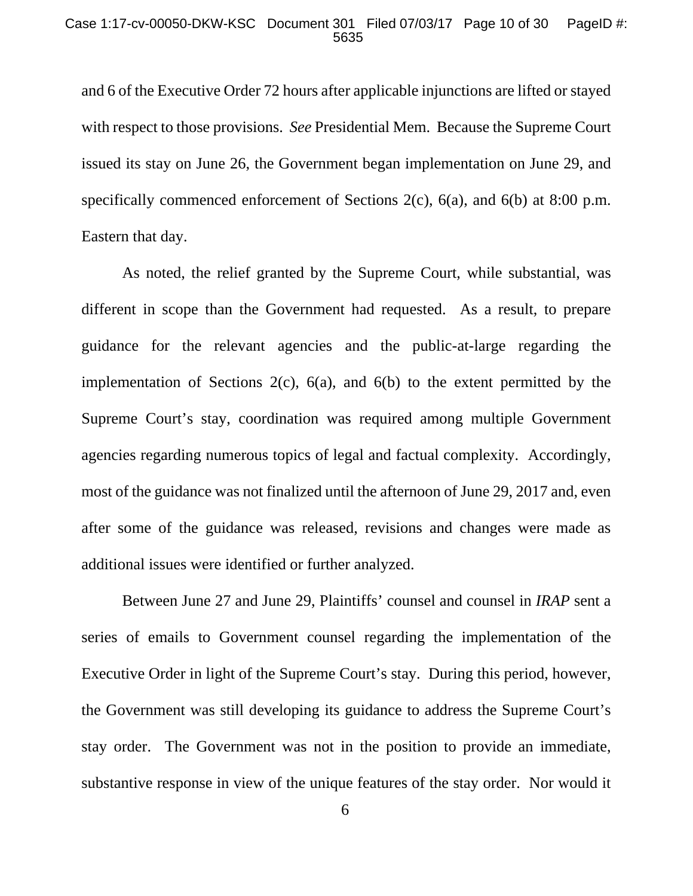and 6 of the Executive Order 72 hours after applicable injunctions are lifted or stayed with respect to those provisions. *See* Presidential Mem. Because the Supreme Court issued its stay on June 26, the Government began implementation on June 29, and specifically commenced enforcement of Sections 2(c), 6(a), and 6(b) at 8:00 p.m. Eastern that day.

As noted, the relief granted by the Supreme Court, while substantial, was different in scope than the Government had requested. As a result, to prepare guidance for the relevant agencies and the public-at-large regarding the implementation of Sections 2(c), 6(a), and 6(b) to the extent permitted by the Supreme Court's stay, coordination was required among multiple Government agencies regarding numerous topics of legal and factual complexity. Accordingly, most of the guidance was not finalized until the afternoon of June 29, 2017 and, even after some of the guidance was released, revisions and changes were made as additional issues were identified or further analyzed.

Between June 27 and June 29, Plaintiffs' counsel and counsel in *IRAP* sent a series of emails to Government counsel regarding the implementation of the Executive Order in light of the Supreme Court's stay. During this period, however, the Government was still developing its guidance to address the Supreme Court's stay order. The Government was not in the position to provide an immediate, substantive response in view of the unique features of the stay order. Nor would it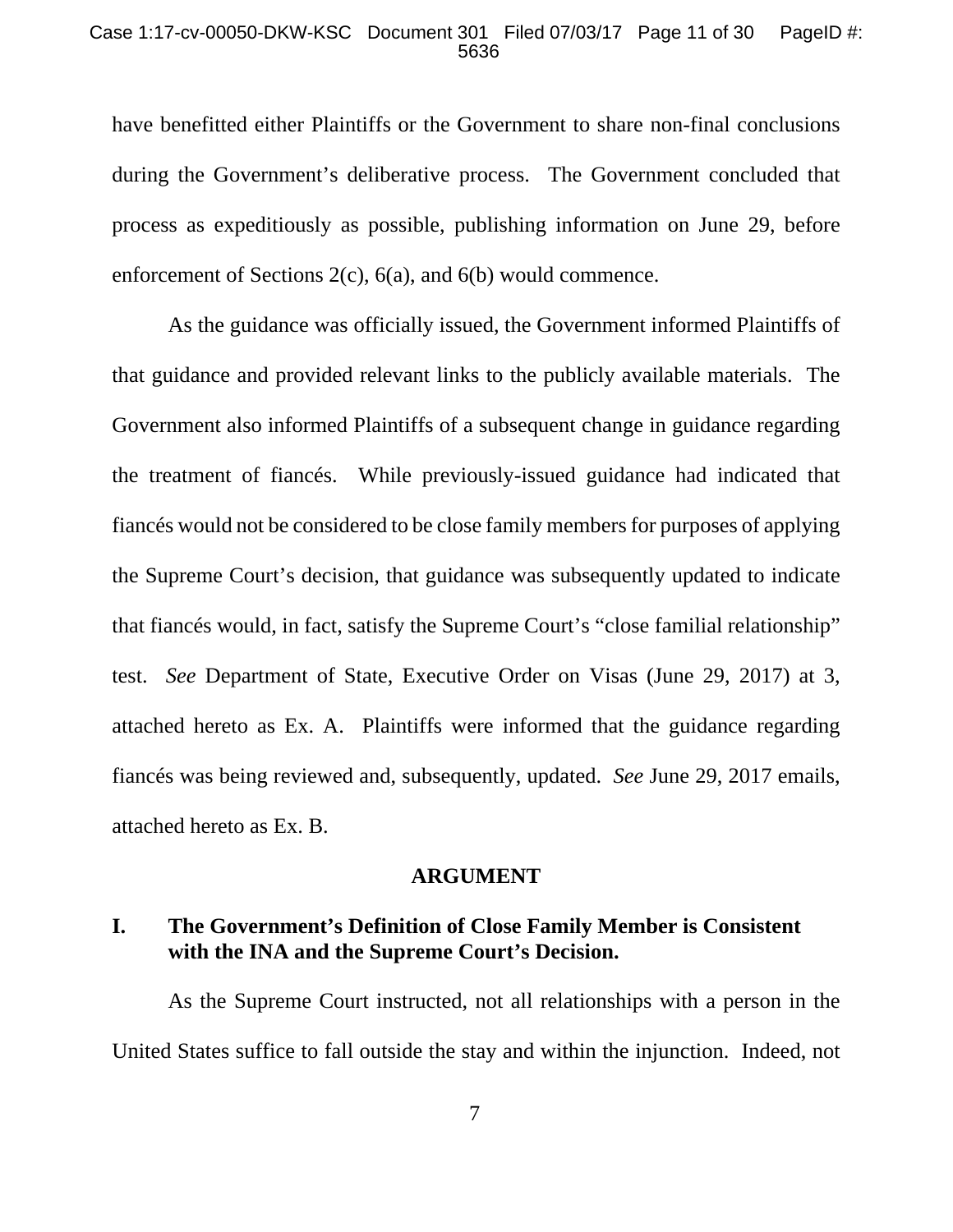have benefitted either Plaintiffs or the Government to share non-final conclusions during the Government's deliberative process. The Government concluded that process as expeditiously as possible, publishing information on June 29, before enforcement of Sections 2(c), 6(a), and 6(b) would commence.

As the guidance was officially issued, the Government informed Plaintiffs of that guidance and provided relevant links to the publicly available materials. The Government also informed Plaintiffs of a subsequent change in guidance regarding the treatment of fiancés. While previously-issued guidance had indicated that fiancés would not be considered to be close family members for purposes of applying the Supreme Court's decision, that guidance was subsequently updated to indicate that fiancés would, in fact, satisfy the Supreme Court's "close familial relationship" test. *See* Department of State, Executive Order on Visas (June 29, 2017) at 3, attached hereto as Ex. A. Plaintiffs were informed that the guidance regarding fiancés was being reviewed and, subsequently, updated. *See* June 29, 2017 emails, attached hereto as Ex. B.

## ARGUMENT

### I. The Government's Definition of Close Family Member is Consistent with the INA and the Supreme Court's Decision.

As the Supreme Court instructed, not all relationships with a person in the United States suffice to fall outside the stay and within the injunction. Indeed, not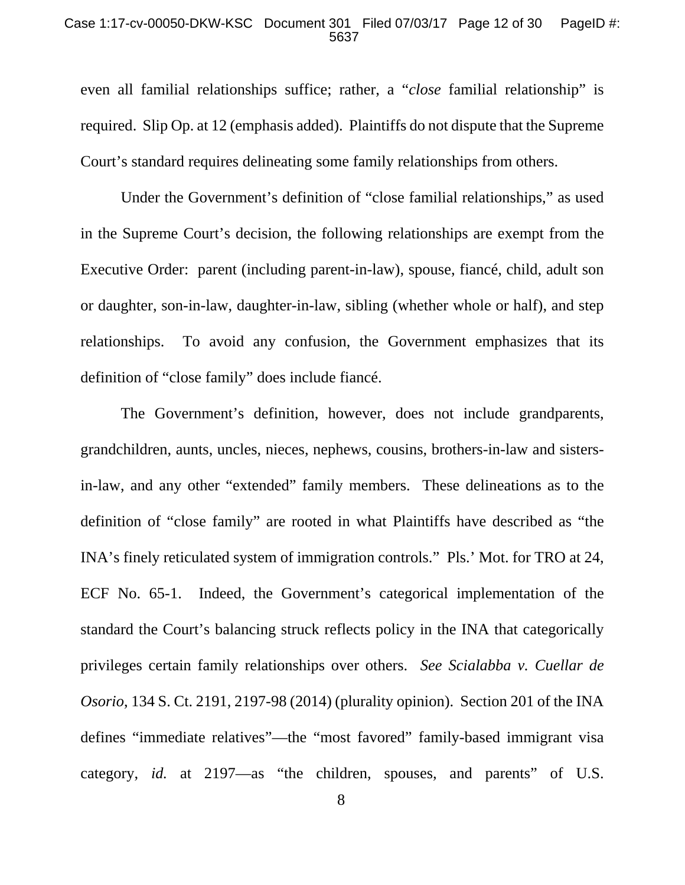even all familial relationships suffice; rather, a "*close* familial relationship" is required. Slip Op. at 12 (emphasis added). Plaintiffs do not dispute that the Supreme Court's standard requires delineating some family relationships from others.

Under the Government's definition of "close familial relationships," as used in the Supreme Court's decision, the following relationships are exempt from the Executive Order: parent (including parent-in-law), spouse, fiancé, child, adult son or daughter, son-in-law, daughter-in-law, sibling (whether whole or half), and step relationships. To avoid any confusion, the Government emphasizes that its definition of "close family" does include fiancé.

The Government's definition, however, does not include grandparents, grandchildren, aunts, uncles, nieces, nephews, cousins, brothers-in-law and sisters-in-law, and any other "extended" family members. These delineations as to the definition of "close family" are rooted in what Plaintiffs have described as "the INA's finely reticulated system of immigration controls." Pls.' Mot. for TRO at 24, ECF No. 65-1. Indeed, the Government's categorical implementation of the standard the Court's balancing struck reflects policy in the INA that categorically privileges certain family relationships over others. *See Scialabba v. Cuellar de Osorio*, 134 S. Ct. 2191, 2197-98 (2014) (plurality opinion). Section 201 of the INA defines "immediate relatives"—the "most favored" family-based immigrant visa category, *id.* at 2197—as "the children, spouses, and parents" of U.S.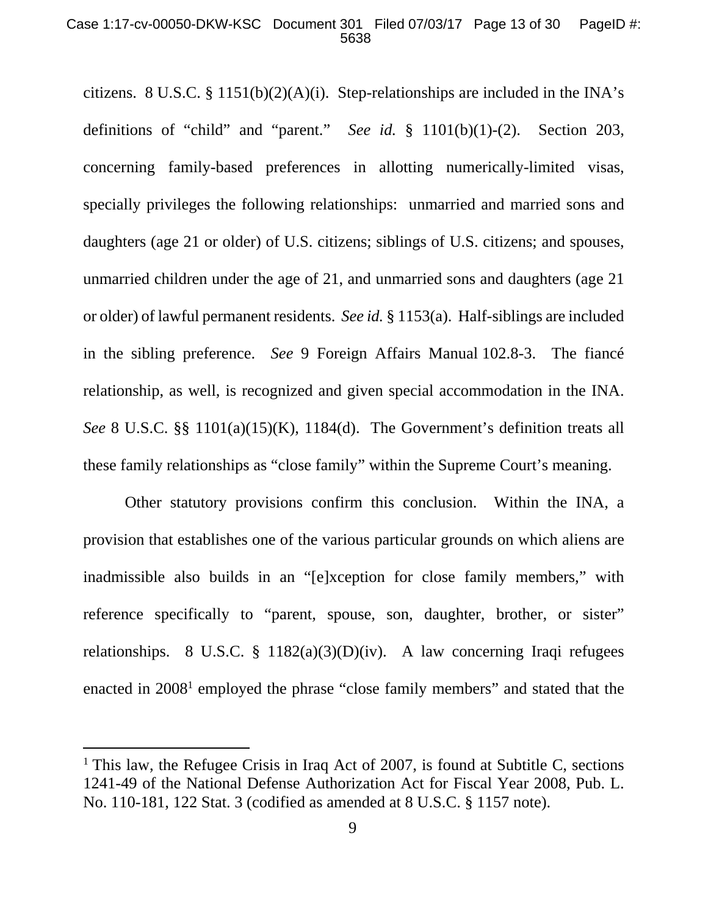citizens. 8 U.S.C. § 1151(b)(2)(A)(i). Step-relationships are included in the INA's definitions of "child" and "parent." *See id.* § 1101(b)(1)-(2). Section 203, concerning family-based preferences in allotting numerically-limited visas, specially privileges the following relationships: unmarried and married sons and daughters (age 21 or older) of U.S. citizens; siblings of U.S. citizens; and spouses, unmarried children under the age of 21, and unmarried sons and daughters (age 21 or older) of lawful permanent residents. *See id.* § 1153(a). Half-siblings are included in the sibling preference. *See* 9 Foreign Affairs Manual 102.8-3. The fiancé relationship, as well, is recognized and given special accommodation in the INA. *See* 8 U.S.C. §§ 1101(a)(15)(K), 1184(d). The Government's definition treats all these family relationships as "close family" within the Supreme Court's meaning.

Other statutory provisions confirm this conclusion. Within the INA, a provision that establishes one of the various particular grounds on which aliens are inadmissible also builds in an "[e]xception for close family members," with reference specifically to "parent, spouse, son, daughter, brother, or sister" relationships. 8 U.S.C. § 1182(a)(3)(D)(iv). A law concerning Iraqi refugees enacted in 2008[1] employed the phrase "close family members" and stated that the

---

[1] This law, the Refugee Crisis in Iraq Act of 2007, is found at Subtitle C, sections 1241-49 of the National Defense Authorization Act for Fiscal Year 2008, Pub. L. No. 110-181, 122 Stat. 3 (codified as amended at 8 U.S.C. § 1157 note).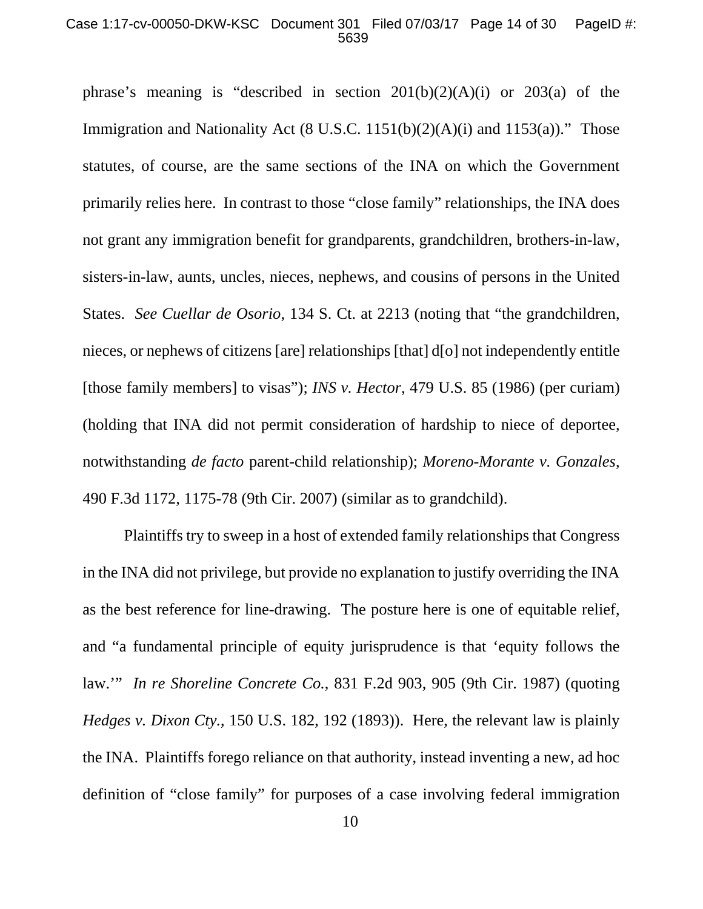phrase's meaning is "described in section 201(b)(2)(A)(i) or 203(a) of the Immigration and Nationality Act (8 U.S.C. 1151(b)(2)(A)(i) and 1153(a))." Those statutes, of course, are the same sections of the INA on which the Government primarily relies here. In contrast to those "close family" relationships, the INA does not grant any immigration benefit for grandparents, grandchildren, brothers-in-law, sisters-in-law, aunts, uncles, nieces, nephews, and cousins of persons in the United States. *See Cuellar de Osorio*, 134 S. Ct. at 2213 (noting that "the grandchildren, nieces, or nephews of citizens [are] relationships [that] d[o] not independently entitle [those family members] to visas"); *INS v. Hector*, 479 U.S. 85 (1986) (per curiam) (holding that INA did not permit consideration of hardship to niece of deportee, notwithstanding *de facto* parent-child relationship); *Moreno-Morante v. Gonzales*, 490 F.3d 1172, 1175-78 (9th Cir. 2007) (similar as to grandchild).

Plaintiffs try to sweep in a host of extended family relationships that Congress in the INA did not privilege, but provide no explanation to justify overriding the INA as the best reference for line-drawing. The posture here is one of equitable relief, and "a fundamental principle of equity jurisprudence is that 'equity follows the law.'" *In re Shoreline Concrete Co.*, 831 F.2d 903, 905 (9th Cir. 1987) (quoting *Hedges v. Dixon Cty.*, 150 U.S. 182, 192 (1893)). Here, the relevant law is plainly the INA. Plaintiffs forego reliance on that authority, instead inventing a new, ad hoc definition of "close family" for purposes of a case involving federal immigration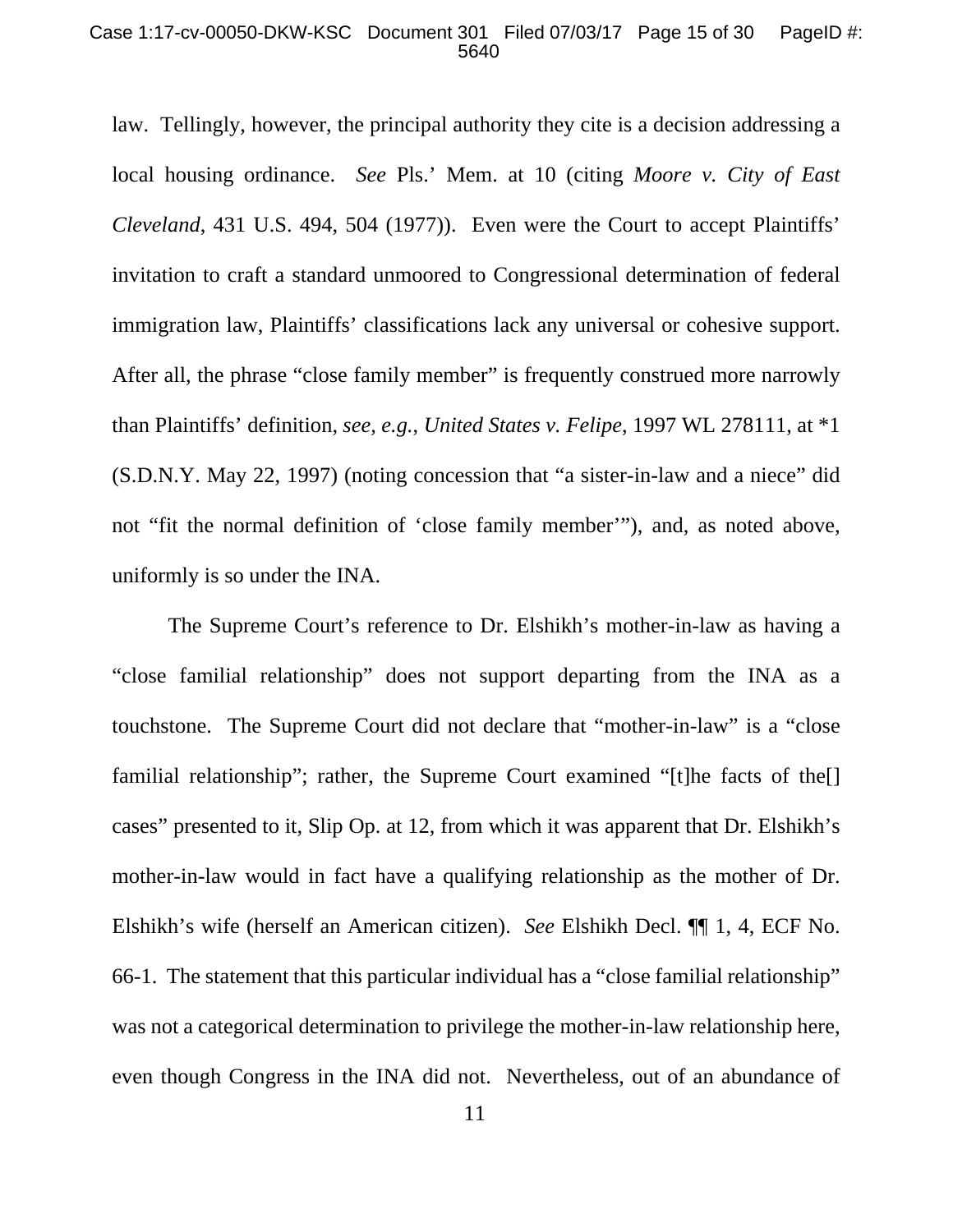law. Tellingly, however, the principal authority they cite is a decision addressing a local housing ordinance. *See* Pls.' Mem. at 10 (citing *Moore v. City of East Cleveland*, 431 U.S. 494, 504 (1977)). Even were the Court to accept Plaintiffs' invitation to craft a standard unmoored to Congressional determination of federal immigration law, Plaintiffs' classifications lack any universal or cohesive support. After all, the phrase "close family member" is frequently construed more narrowly than Plaintiffs' definition, *see, e.g.*, *United States v. Felipe*, 1997 WL 278111, at *1 (S.D.N.Y. May 22, 1997) (noting concession that "a sister-in-law and a niece" did not "fit the normal definition of 'close family member'"), and, as noted above, uniformly is so under the INA.

The Supreme Court's reference to Dr. Elshikh's mother-in-law as having a "close familial relationship" does not support departing from the INA as a touchstone. The Supreme Court did not declare that "mother-in-law" is a "close familial relationship"; rather, the Supreme Court examined "[t]he facts of the[] cases" presented to it, Slip Op. at 12, from which it was apparent that Dr. Elshikh's mother-in-law would in fact have a qualifying relationship as the mother of Dr. Elshikh's wife (herself an American citizen). *See* Elshikh Decl. ¶¶ 1, 4, ECF No. 66-1. The statement that this particular individual has a "close familial relationship" was not a categorical determination to privilege the mother-in-law relationship here, even though Congress in the INA did not. Nevertheless, out of an abundance of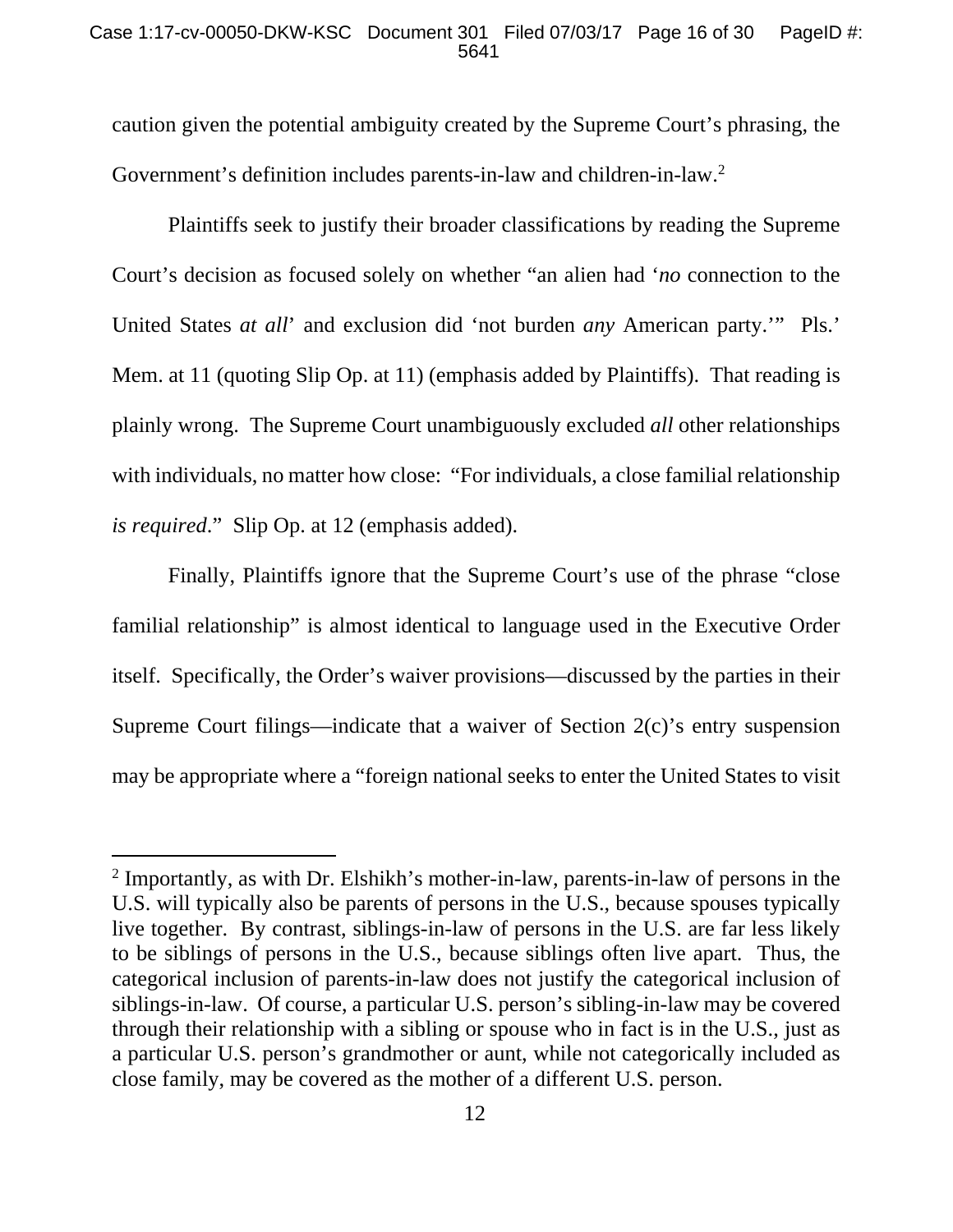caution given the potential ambiguity created by the Supreme Court's phrasing, the Government's definition includes parents-in-law and children-in-law.[2]

Plaintiffs seek to justify their broader classifications by reading the Supreme Court's decision as focused solely on whether "an alien had '*no* connection to the United States *at all*' and exclusion did 'not burden *any* American party.'" Pls.' Mem. at 11 (quoting Slip Op. at 11) (emphasis added by Plaintiffs). That reading is plainly wrong. The Supreme Court unambiguously excluded *all* other relationships with individuals, no matter how close: "For individuals, a close familial relationship *is required*." Slip Op. at 12 (emphasis added).

Finally, Plaintiffs ignore that the Supreme Court's use of the phrase "close familial relationship" is almost identical to language used in the Executive Order itself. Specifically, the Order's waiver provisions—discussed by the parties in their Supreme Court filings—indicate that a waiver of Section 2(c)'s entry suspension may be appropriate where a "foreign national seeks to enter the United States to visit

---

[2] Importantly, as with Dr. Elshikh's mother-in-law, parents-in-law of persons in the U.S. will typically also be parents of persons in the U.S., because spouses typically live together. By contrast, siblings-in-law of persons in the U.S. are far less likely to be siblings of persons in the U.S., because siblings often live apart. Thus, the categorical inclusion of parents-in-law does not justify the categorical inclusion of siblings-in-law. Of course, a particular U.S. person's sibling-in-law may be covered through their relationship with a sibling or spouse who in fact is in the U.S., just as a particular U.S. person's grandmother or aunt, while not categorically included as close family, may be covered as the mother of a different U.S. person.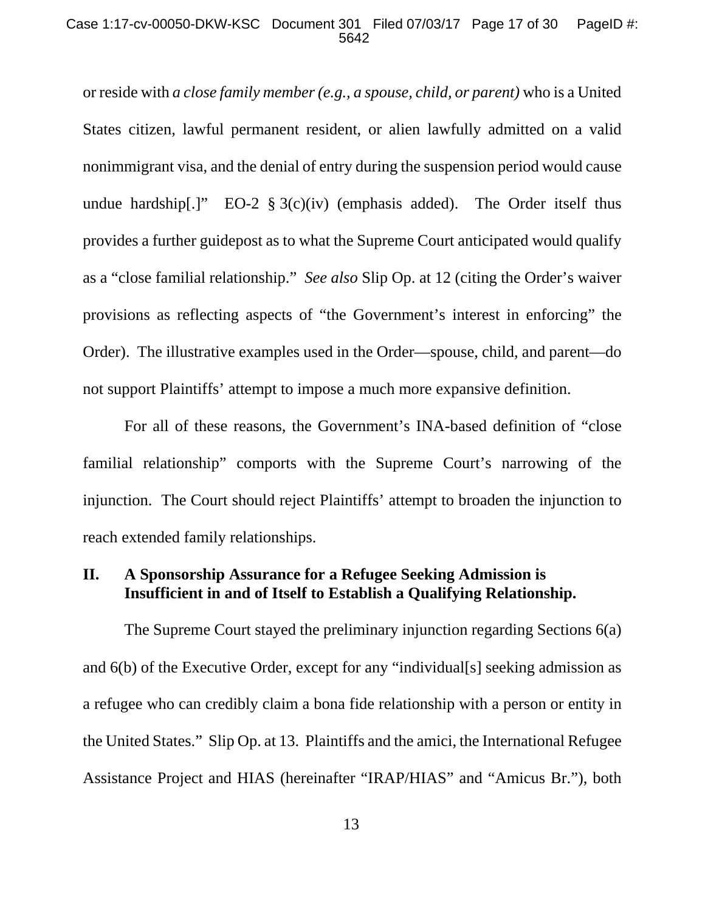or reside with *a close family member (e.g., a spouse, child, or parent)* who is a United States citizen, lawful permanent resident, or alien lawfully admitted on a valid nonimmigrant visa, and the denial of entry during the suspension period would cause undue hardship[.]" EO-2 § 3(c)(iv) (emphasis added). The Order itself thus provides a further guidepost as to what the Supreme Court anticipated would qualify as a "close familial relationship." *See also* Slip Op. at 12 (citing the Order's waiver provisions as reflecting aspects of "the Government's interest in enforcing" the Order). The illustrative examples used in the Order—spouse, child, and parent—do not support Plaintiffs' attempt to impose a much more expansive definition.

For all of these reasons, the Government's INA-based definition of "close familial relationship" comports with the Supreme Court's narrowing of the injunction. The Court should reject Plaintiffs' attempt to broaden the injunction to reach extended family relationships.

## II. A Sponsorship Assurance for a Refugee Seeking Admission is Insufficient in and of Itself to Establish a Qualifying Relationship.

The Supreme Court stayed the preliminary injunction regarding Sections 6(a) and 6(b) of the Executive Order, except for any "individual[s] seeking admission as a refugee who can credibly claim a bona fide relationship with a person or entity in the United States." Slip Op. at 13. Plaintiffs and the amici, the International Refugee Assistance Project and HIAS (hereinafter "IRAP/HIAS" and "Amicus Br."), both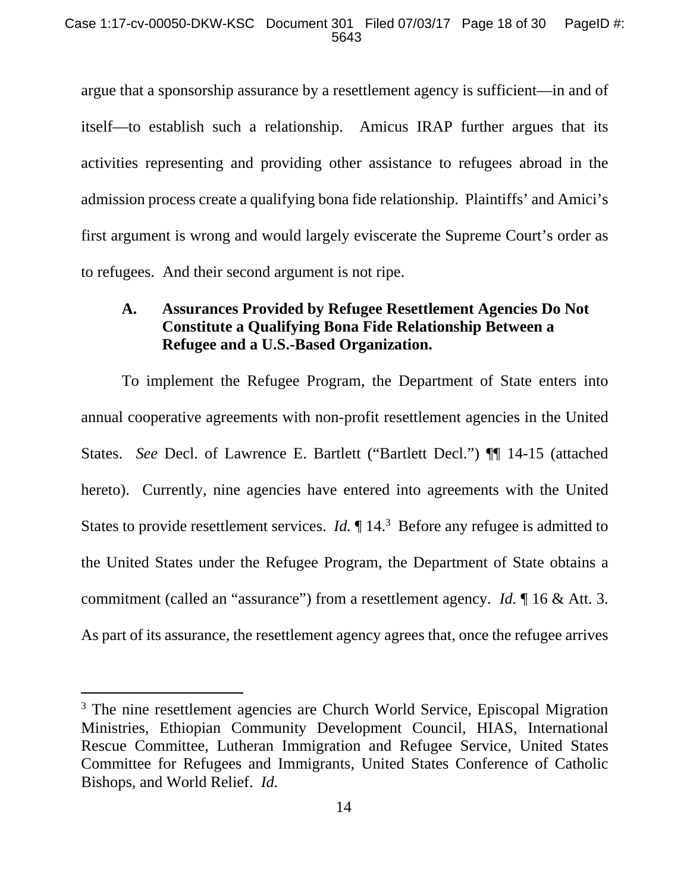argue that a sponsorship assurance by a resettlement agency is sufficient—in and of itself—to establish such a relationship. Amicus IRAP further argues that its activities representing and providing other assistance to refugees abroad in the admission process create a qualifying bona fide relationship. Plaintiffs' and Amici's first argument is wrong and would largely eviscerate the Supreme Court's order as to refugees. And their second argument is not ripe.

### A. Assurances Provided by Refugee Resettlement Agencies Do Not Constitute a Qualifying Bona Fide Relationship Between a Refugee and a U.S.-Based Organization.

To implement the Refugee Program, the Department of State enters into annual cooperative agreements with non-profit resettlement agencies in the United States. *See* Decl. of Lawrence E. Bartlett ("Bartlett Decl.") ¶¶ 14-15 (attached hereto). Currently, nine agencies have entered into agreements with the United States to provide resettlement services. *Id.* ¶ 14.[3] Before any refugee is admitted to the United States under the Refugee Program, the Department of State obtains a commitment (called an "assurance") from a resettlement agency. *Id.* ¶ 16 & Att. 3. As part of its assurance, the resettlement agency agrees that, once the refugee arrives

---

[3] The nine resettlement agencies are Church World Service, Episcopal Migration Ministries, Ethiopian Community Development Council, HIAS, International Rescue Committee, Lutheran Immigration and Refugee Service, United States Committee for Refugees and Immigrants, United States Conference of Catholic Bishops, and World Relief. *Id.*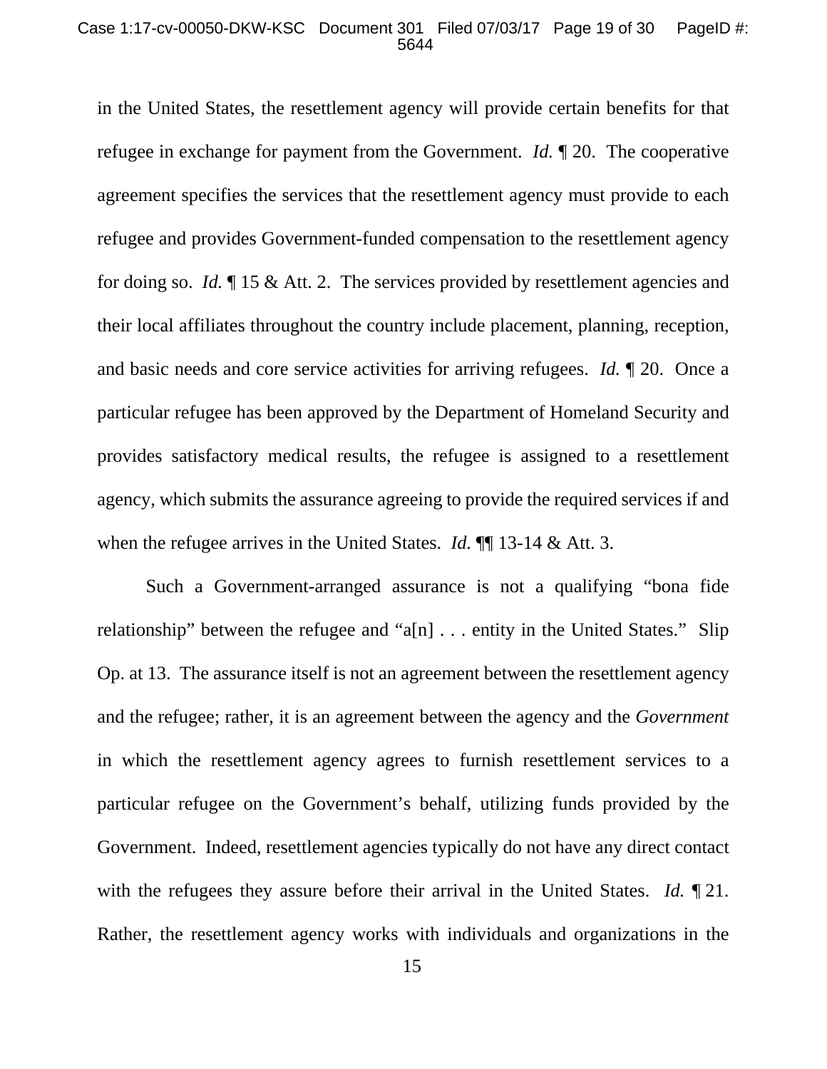in the United States, the resettlement agency will provide certain benefits for that refugee in exchange for payment from the Government. *Id.* ¶ 20. The cooperative agreement specifies the services that the resettlement agency must provide to each refugee and provides Government-funded compensation to the resettlement agency for doing so. *Id.* ¶ 15 & Att. 2. The services provided by resettlement agencies and their local affiliates throughout the country include placement, planning, reception, and basic needs and core service activities for arriving refugees. *Id.* ¶ 20. Once a particular refugee has been approved by the Department of Homeland Security and provides satisfactory medical results, the refugee is assigned to a resettlement agency, which submits the assurance agreeing to provide the required services if and when the refugee arrives in the United States. *Id.* ¶¶ 13-14 & Att. 3.

Such a Government-arranged assurance is not a qualifying "bona fide relationship" between the refugee and "a[n] . . . entity in the United States." Slip Op. at 13. The assurance itself is not an agreement between the resettlement agency and the refugee; rather, it is an agreement between the agency and the *Government* in which the resettlement agency agrees to furnish resettlement services to a particular refugee on the Government's behalf, utilizing funds provided by the Government. Indeed, resettlement agencies typically do not have any direct contact with the refugees they assure before their arrival in the United States. *Id.* ¶ 21. Rather, the resettlement agency works with individuals and organizations in the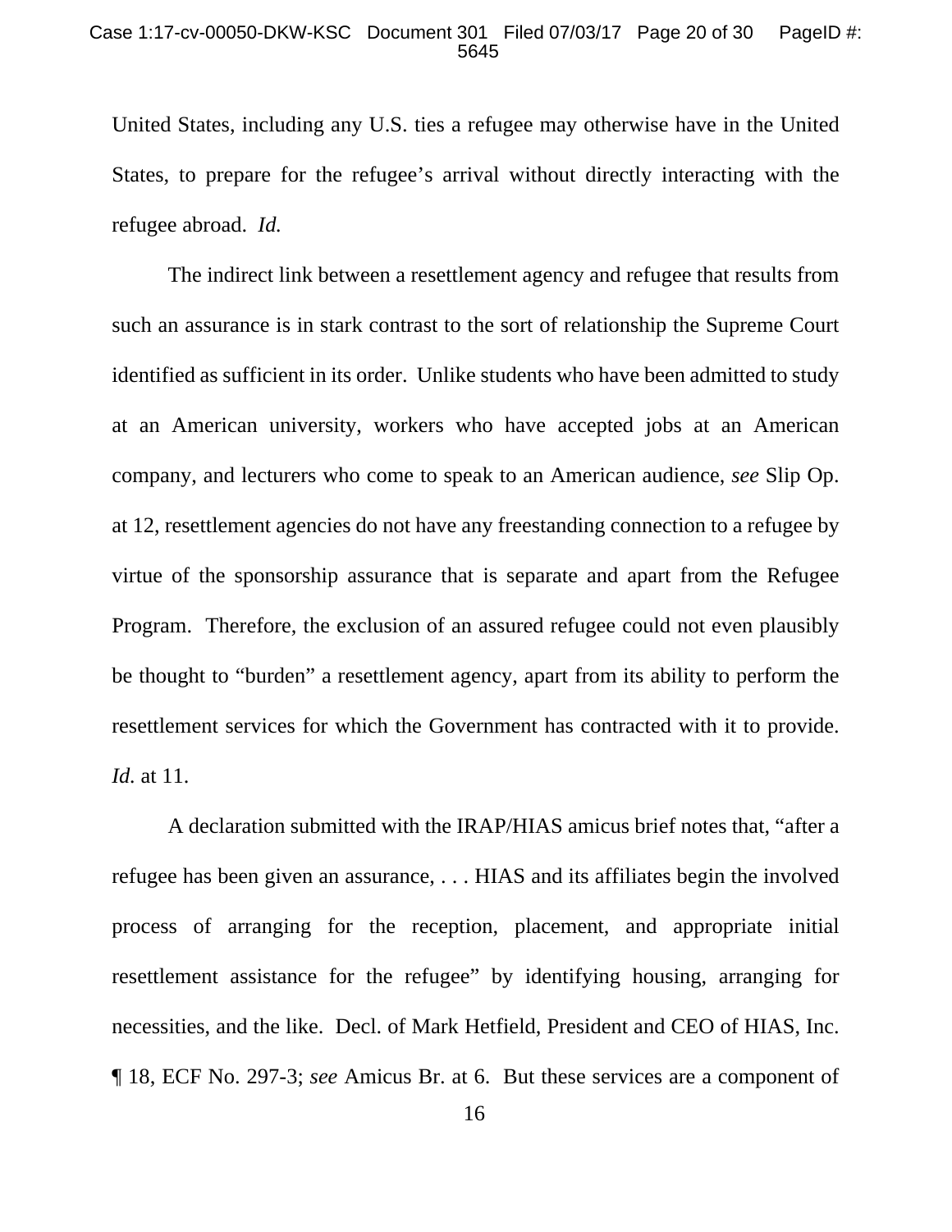United States, including any U.S. ties a refugee may otherwise have in the United States, to prepare for the refugee's arrival without directly interacting with the refugee abroad. *Id.*

The indirect link between a resettlement agency and refugee that results from such an assurance is in stark contrast to the sort of relationship the Supreme Court identified as sufficient in its order. Unlike students who have been admitted to study at an American university, workers who have accepted jobs at an American company, and lecturers who come to speak to an American audience, *see* Slip Op. at 12, resettlement agencies do not have any freestanding connection to a refugee by virtue of the sponsorship assurance that is separate and apart from the Refugee Program. Therefore, the exclusion of an assured refugee could not even plausibly be thought to "burden" a resettlement agency, apart from its ability to perform the resettlement services for which the Government has contracted with it to provide. *Id.* at 11.

A declaration submitted with the IRAP/HIAS amicus brief notes that, "after a refugee has been given an assurance, . . . HIAS and its affiliates begin the involved process of arranging for the reception, placement, and appropriate initial resettlement assistance for the refugee" by identifying housing, arranging for necessities, and the like. Decl. of Mark Hetfield, President and CEO of HIAS, Inc. ¶ 18, ECF No. 297-3; *see* Amicus Br. at 6. But these services are a component of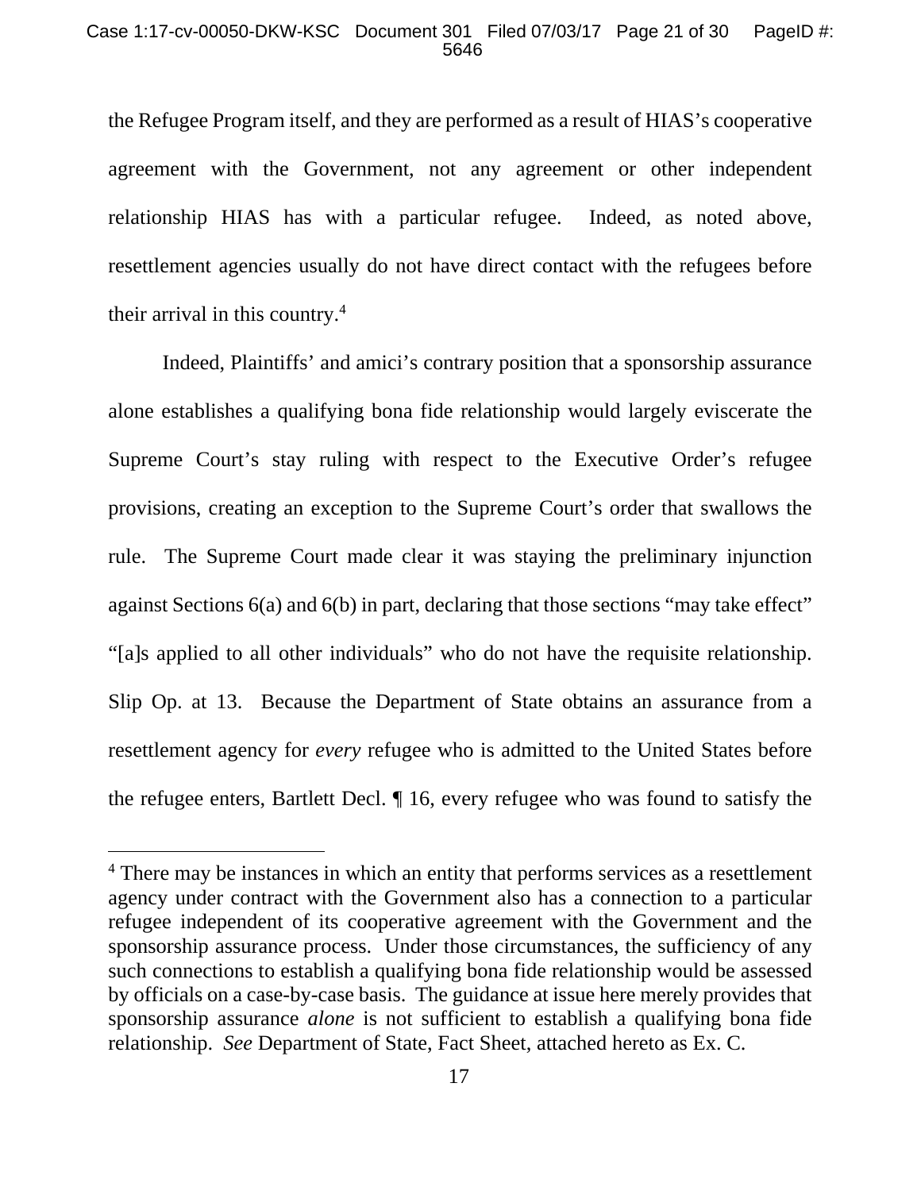the Refugee Program itself, and they are performed as a result of HIAS's cooperative agreement with the Government, not any agreement or other independent relationship HIAS has with a particular refugee. Indeed, as noted above, resettlement agencies usually do not have direct contact with the refugees before their arrival in this country.[4]

Indeed, Plaintiffs' and amici's contrary position that a sponsorship assurance alone establishes a qualifying bona fide relationship would largely eviscerate the Supreme Court's stay ruling with respect to the Executive Order's refugee provisions, creating an exception to the Supreme Court's order that swallows the rule. The Supreme Court made clear it was staying the preliminary injunction against Sections 6(a) and 6(b) in part, declaring that those sections "may take effect" "[a]s applied to all other individuals" who do not have the requisite relationship. Slip Op. at 13. Because the Department of State obtains an assurance from a resettlement agency for *every* refugee who is admitted to the United States before the refugee enters, Bartlett Decl. ¶ 16, every refugee who was found to satisfy the

[4] There may be instances in which an entity that performs services as a resettlement agency under contract with the Government also has a connection to a particular refugee independent of its cooperative agreement with the Government and the sponsorship assurance process. Under those circumstances, the sufficiency of any such connections to establish a qualifying bona fide relationship would be assessed by officials on a case-by-case basis. The guidance at issue here merely provides that sponsorship assurance *alone* is not sufficient to establish a qualifying bona fide relationship. *See* Department of State, Fact Sheet, attached hereto as Ex. C.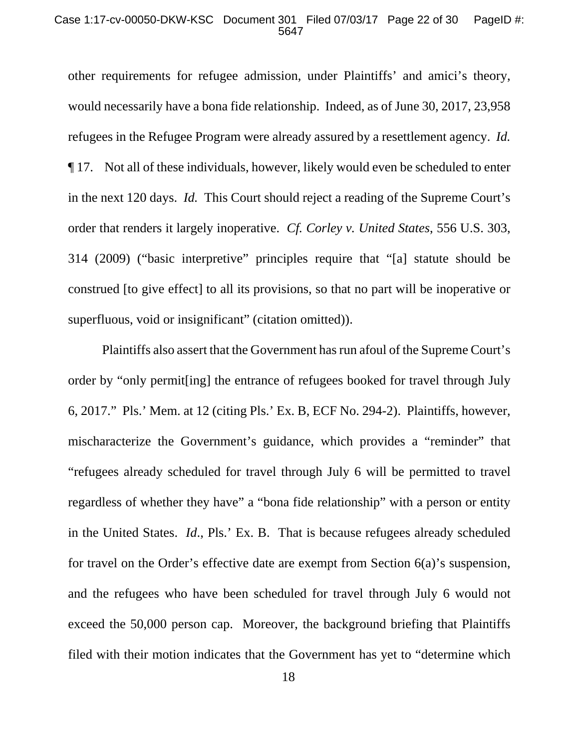other requirements for refugee admission, under Plaintiffs' and amici's theory, would necessarily have a bona fide relationship. Indeed, as of June 30, 2017, 23,958 refugees in the Refugee Program were already assured by a resettlement agency. *Id.* ¶ 17. Not all of these individuals, however, likely would even be scheduled to enter in the next 120 days. *Id.* This Court should reject a reading of the Supreme Court's order that renders it largely inoperative. *Cf. Corley v. United States*, 556 U.S. 303, 314 (2009) ("basic interpretive" principles require that "[a] statute should be construed [to give effect] to all its provisions, so that no part will be inoperative or superfluous, void or insignificant" (citation omitted)).

Plaintiffs also assert that the Government has run afoul of the Supreme Court's order by "only permit[ing] the entrance of refugees booked for travel through July 6, 2017." Pls.' Mem. at 12 (citing Pls.' Ex. B, ECF No. 294-2). Plaintiffs, however, mischaracterize the Government's guidance, which provides a "reminder" that "refugees already scheduled for travel through July 6 will be permitted to travel regardless of whether they have" a "bona fide relationship" with a person or entity in the United States. *Id.*, Pls.' Ex. B. That is because refugees already scheduled for travel on the Order's effective date are exempt from Section 6(a)'s suspension, and the refugees who have been scheduled for travel through July 6 would not exceed the 50,000 person cap. Moreover, the background briefing that Plaintiffs filed with their motion indicates that the Government has yet to "determine which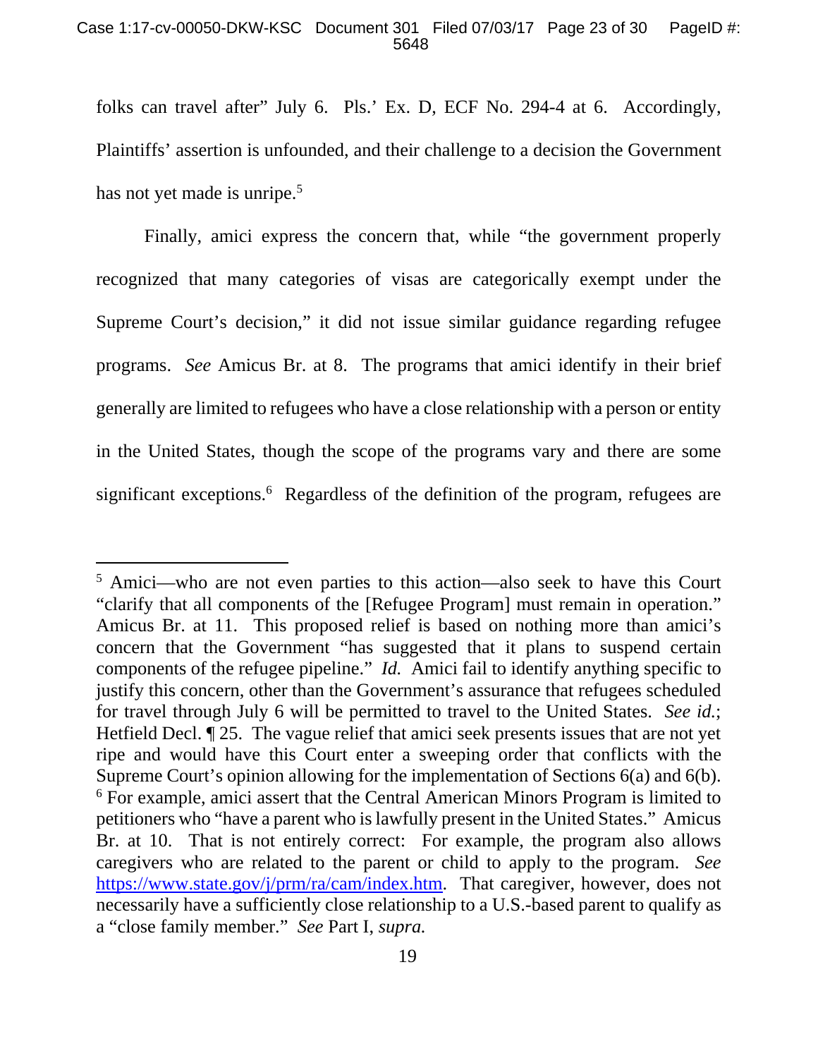folks can travel after" July 6. Pls.' Ex. D, ECF No. 294-4 at 6. Accordingly, Plaintiffs' assertion is unfounded, and their challenge to a decision the Government has not yet made is unripe.[5]

Finally, amici express the concern that, while "the government properly recognized that many categories of visas are categorically exempt under the Supreme Court's decision," it did not issue similar guidance regarding refugee programs. *See* Amicus Br. at 8. The programs that amici identify in their brief generally are limited to refugees who have a close relationship with a person or entity in the United States, though the scope of the programs vary and there are some significant exceptions.[6] Regardless of the definition of the program, refugees are

---

[5] Amici—who are not even parties to this action—also seek to have this Court "clarify that all components of the [Refugee Program] must remain in operation." Amicus Br. at 11. This proposed relief is based on nothing more than amici's concern that the Government "has suggested that it plans to suspend certain components of the refugee pipeline." *Id.* Amici fail to identify anything specific to justify this concern, other than the Government's assurance that refugees scheduled for travel through July 6 will be permitted to travel to the United States. *See id.*; Hetfield Decl. ¶ 25. The vague relief that amici seek presents issues that are not yet ripe and would have this Court enter a sweeping order that conflicts with the Supreme Court's opinion allowing for the implementation of Sections 6(a) and 6(b).

[6] For example, amici assert that the Central American Minors Program is limited to petitioners who "have a parent who is lawfully present in the United States." Amicus Br. at 10. That is not entirely correct: For example, the program also allows caregivers who are related to the parent or child to apply to the program. *See* https://www.state.gov/j/prm/ra/cam/index.htm. That caregiver, however, does not necessarily have a sufficiently close relationship to a U.S.-based parent to qualify as a "close family member." *See* Part I, *supra.*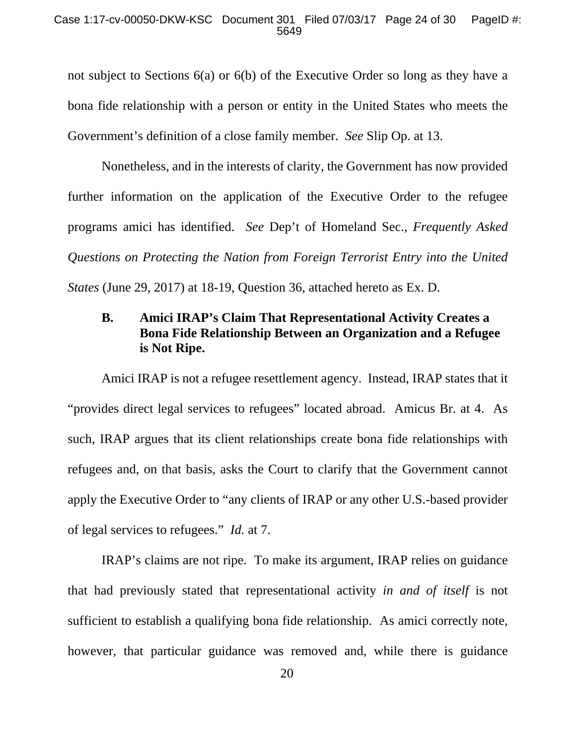not subject to Sections 6(a) or 6(b) of the Executive Order so long as they have a bona fide relationship with a person or entity in the United States who meets the Government's definition of a close family member. *See* Slip Op. at 13.

Nonetheless, and in the interests of clarity, the Government has now provided further information on the application of the Executive Order to the refugee programs amici has identified. *See* Dep't of Homeland Sec., *Frequently Asked Questions on Protecting the Nation from Foreign Terrorist Entry into the United States* (June 29, 2017) at 18-19, Question 36, attached hereto as Ex. D.

### B. Amici IRAP's Claim That Representational Activity Creates a Bona Fide Relationship Between an Organization and a Refugee is Not Ripe.

Amici IRAP is not a refugee resettlement agency. Instead, IRAP states that it "provides direct legal services to refugees" located abroad. Amicus Br. at 4. As such, IRAP argues that its client relationships create bona fide relationships with refugees and, on that basis, asks the Court to clarify that the Government cannot apply the Executive Order to "any clients of IRAP or any other U.S.-based provider of legal services to refugees." *Id.* at 7.

IRAP's claims are not ripe. To make its argument, IRAP relies on guidance that had previously stated that representational activity *in and of itself* is not sufficient to establish a qualifying bona fide relationship. As amici correctly note, however, that particular guidance was removed and, while there is guidance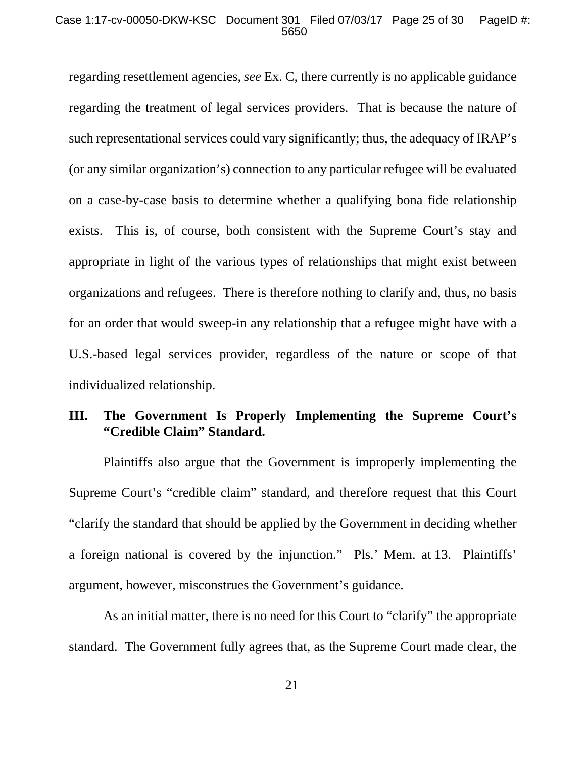regarding resettlement agencies, *see* Ex. C, there currently is no applicable guidance regarding the treatment of legal services providers. That is because the nature of such representational services could vary significantly; thus, the adequacy of IRAP's (or any similar organization's) connection to any particular refugee will be evaluated on a case-by-case basis to determine whether a qualifying bona fide relationship exists. This is, of course, both consistent with the Supreme Court's stay and appropriate in light of the various types of relationships that might exist between organizations and refugees. There is therefore nothing to clarify and, thus, no basis for an order that would sweep-in any relationship that a refugee might have with a U.S.-based legal services provider, regardless of the nature or scope of that individualized relationship.

## III. The Government Is Properly Implementing the Supreme Court's "Credible Claim" Standard.

Plaintiffs also argue that the Government is improperly implementing the Supreme Court's "credible claim" standard, and therefore request that this Court "clarify the standard that should be applied by the Government in deciding whether a foreign national is covered by the injunction." Pls.' Mem. at 13. Plaintiffs' argument, however, misconstrues the Government's guidance.

As an initial matter, there is no need for this Court to "clarify" the appropriate standard. The Government fully agrees that, as the Supreme Court made clear, the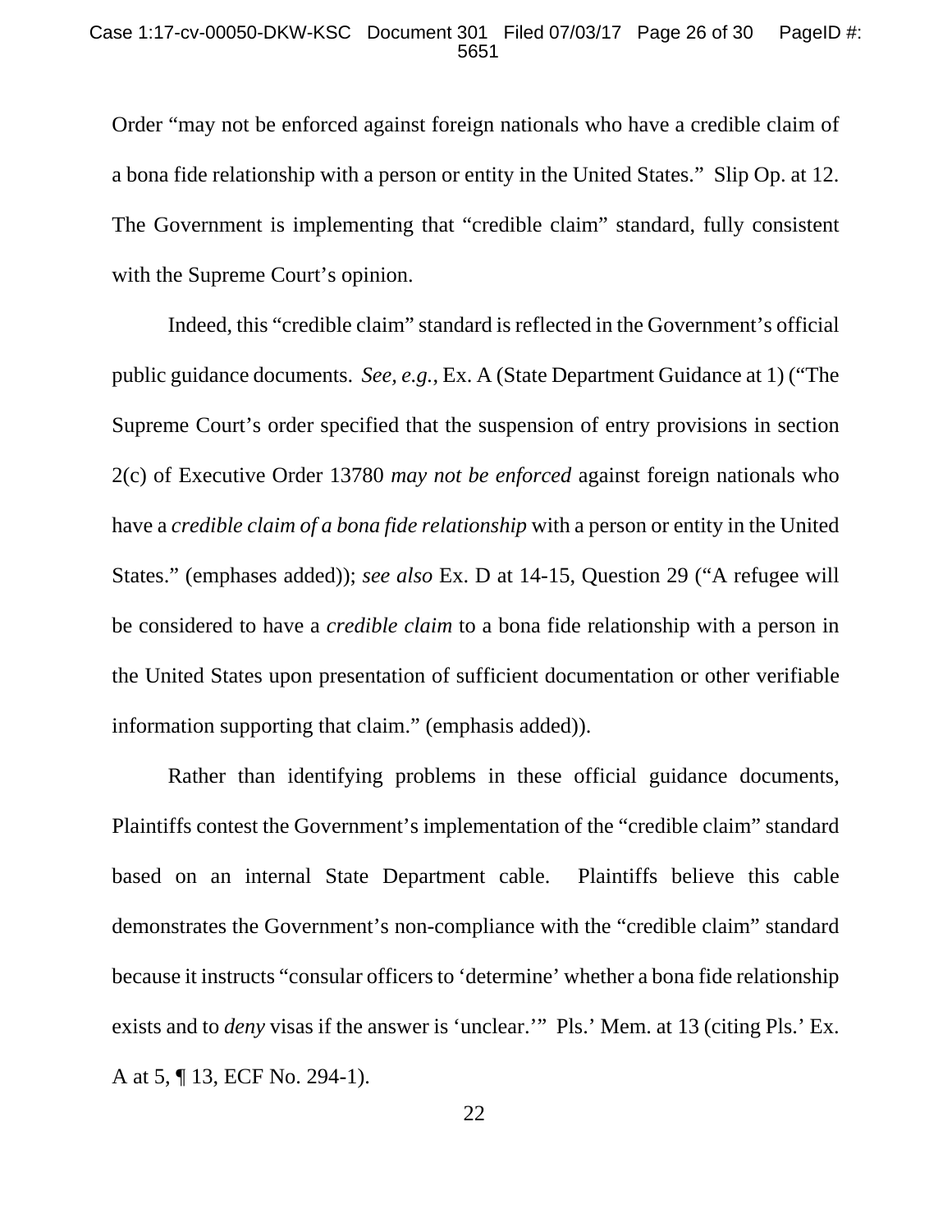Order "may not be enforced against foreign nationals who have a credible claim of a bona fide relationship with a person or entity in the United States." Slip Op. at 12. The Government is implementing that "credible claim" standard, fully consistent with the Supreme Court's opinion.

Indeed, this "credible claim" standard is reflected in the Government's official public guidance documents. *See, e.g.*, Ex. A (State Department Guidance at 1) ("The Supreme Court's order specified that the suspension of entry provisions in section 2(c) of Executive Order 13780 *may not be enforced* against foreign nationals who have a *credible claim of a bona fide relationship* with a person or entity in the United States." (emphases added)); *see also* Ex. D at 14-15, Question 29 ("A refugee will be considered to have a *credible claim* to a bona fide relationship with a person in the United States upon presentation of sufficient documentation or other verifiable information supporting that claim." (emphasis added)).

Rather than identifying problems in these official guidance documents, Plaintiffs contest the Government's implementation of the "credible claim" standard based on an internal State Department cable. Plaintiffs believe this cable demonstrates the Government's non-compliance with the "credible claim" standard because it instructs "consular officers to 'determine' whether a bona fide relationship exists and to *deny* visas if the answer is 'unclear.'" Pls.' Mem. at 13 (citing Pls.' Ex. A at 5, ¶ 13, ECF No. 294-1).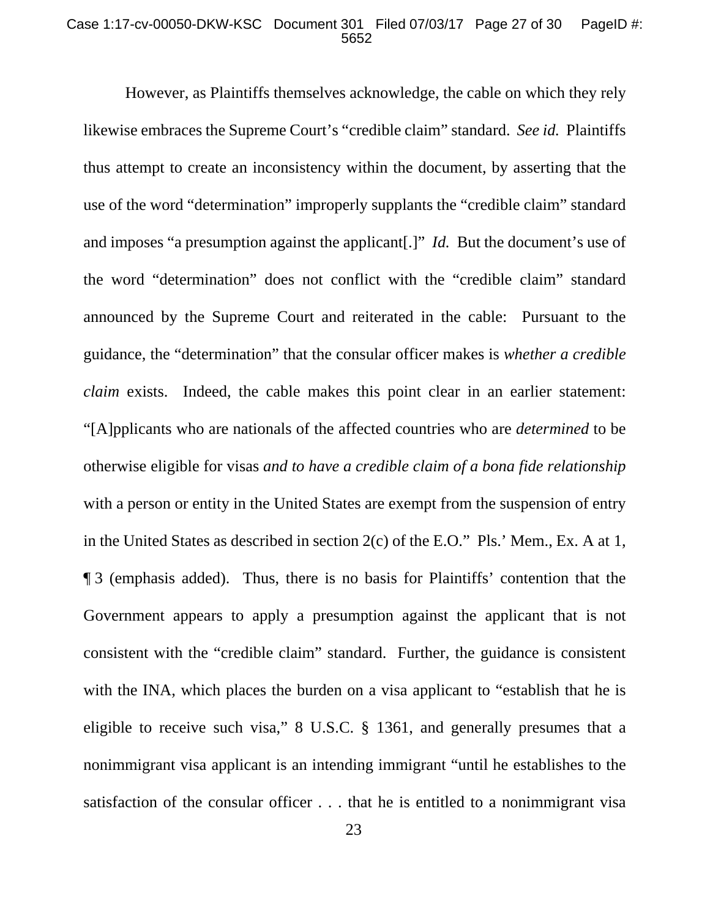However, as Plaintiffs themselves acknowledge, the cable on which they rely likewise embraces the Supreme Court's "credible claim" standard. *See id.* Plaintiffs thus attempt to create an inconsistency within the document, by asserting that the use of the word "determination" improperly supplants the "credible claim" standard and imposes "a presumption against the applicant[.]" *Id.* But the document's use of the word "determination" does not conflict with the "credible claim" standard announced by the Supreme Court and reiterated in the cable: Pursuant to the guidance, the "determination" that the consular officer makes is *whether a credible claim* exists. Indeed, the cable makes this point clear in an earlier statement: "[A]pplicants who are nationals of the affected countries who are *determined* to be otherwise eligible for visas *and to have a credible claim of a bona fide relationship* with a person or entity in the United States are exempt from the suspension of entry in the United States as described in section 2(c) of the E.O." Pls.' Mem., Ex. A at 1, ¶ 3 (emphasis added). Thus, there is no basis for Plaintiffs' contention that the Government appears to apply a presumption against the applicant that is not consistent with the "credible claim" standard. Further, the guidance is consistent with the INA, which places the burden on a visa applicant to "establish that he is eligible to receive such visa," 8 U.S.C. § 1361, and generally presumes that a nonimmigrant visa applicant is an intending immigrant "until he establishes to the satisfaction of the consular officer . . . that he is entitled to a nonimmigrant visa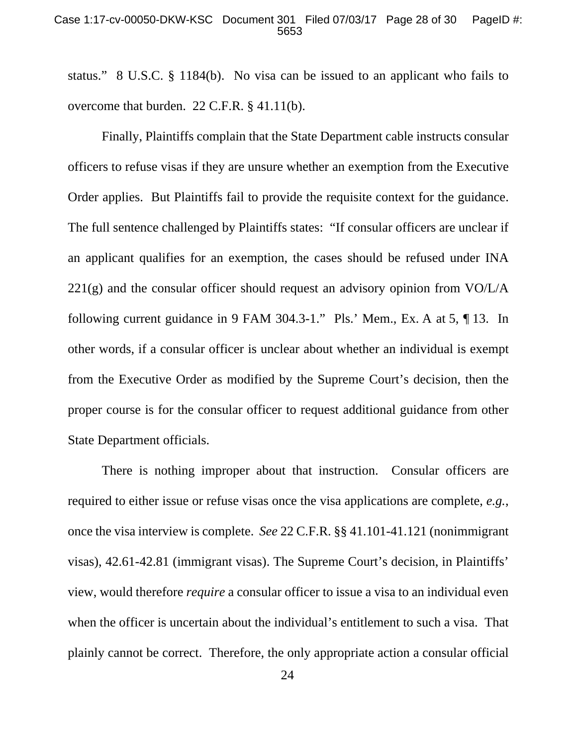status." 8 U.S.C. § 1184(b). No visa can be issued to an applicant who fails to overcome that burden. 22 C.F.R. § 41.11(b).

Finally, Plaintiffs complain that the State Department cable instructs consular officers to refuse visas if they are unsure whether an exemption from the Executive Order applies. But Plaintiffs fail to provide the requisite context for the guidance. The full sentence challenged by Plaintiffs states: "If consular officers are unclear if an applicant qualifies for an exemption, the cases should be refused under INA 221(g) and the consular officer should request an advisory opinion from VO/L/A following current guidance in 9 FAM 304.3-1." Pls.' Mem., Ex. A at 5, ¶ 13. In other words, if a consular officer is unclear about whether an individual is exempt from the Executive Order as modified by the Supreme Court's decision, then the proper course is for the consular officer to request additional guidance from other State Department officials.

There is nothing improper about that instruction. Consular officers are required to either issue or refuse visas once the visa applications are complete, *e.g.*, once the visa interview is complete. *See* 22 C.F.R. §§ 41.101-41.121 (nonimmigrant visas), 42.61-42.81 (immigrant visas). The Supreme Court's decision, in Plaintiffs' view, would therefore *require* a consular officer to issue a visa to an individual even when the officer is uncertain about the individual's entitlement to such a visa. That plainly cannot be correct. Therefore, the only appropriate action a consular official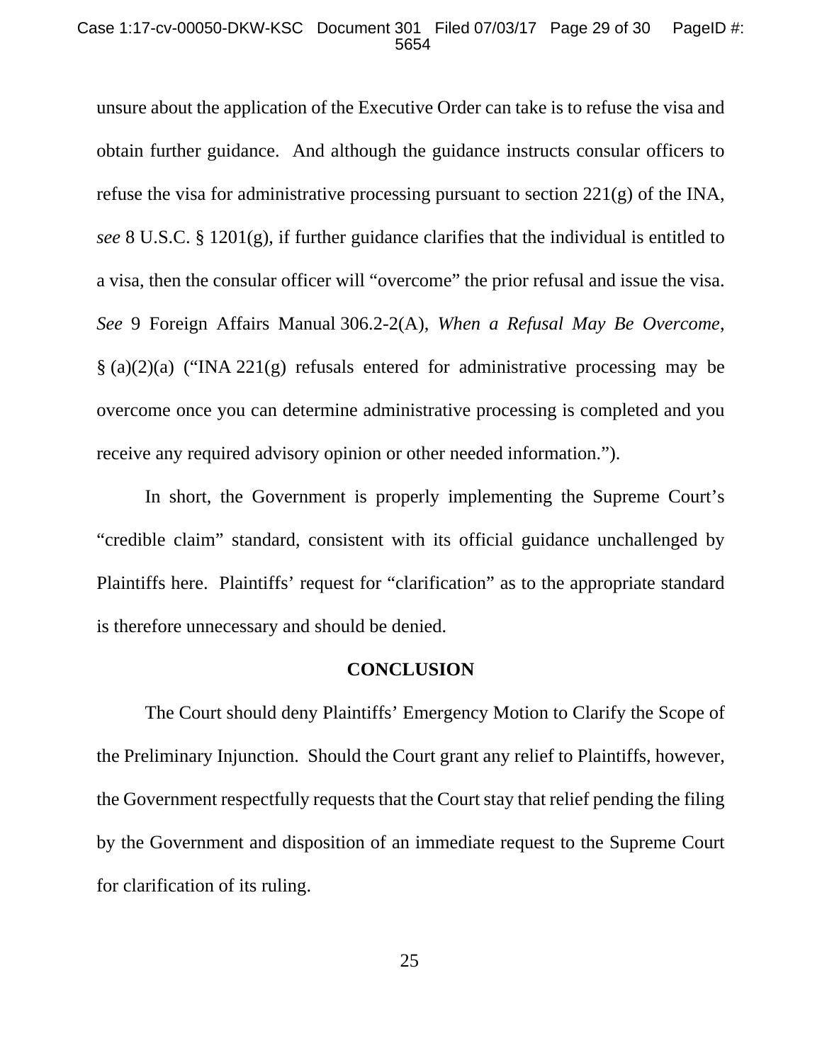unsure about the application of the Executive Order can take is to refuse the visa and obtain further guidance. And although the guidance instructs consular officers to refuse the visa for administrative processing pursuant to section 221(g) of the INA, *see* 8 U.S.C. § 1201(g), if further guidance clarifies that the individual is entitled to a visa, then the consular officer will "overcome" the prior refusal and issue the visa. *See* 9 Foreign Affairs Manual 306.2-2(A), *When a Refusal May Be Overcome*, § (a)(2)(a) ("INA 221(g) refusals entered for administrative processing may be overcome once you can determine administrative processing is completed and you receive any required advisory opinion or other needed information.").

In short, the Government is properly implementing the Supreme Court's "credible claim" standard, consistent with its official guidance unchallenged by Plaintiffs here. Plaintiffs' request for "clarification" as to the appropriate standard is therefore unnecessary and should be denied.

## CONCLUSION

The Court should deny Plaintiffs' Emergency Motion to Clarify the Scope of the Preliminary Injunction. Should the Court grant any relief to Plaintiffs, however, the Government respectfully requests that the Court stay that relief pending the filing by the Government and disposition of an immediate request to the Supreme Court for clarification of its ruling.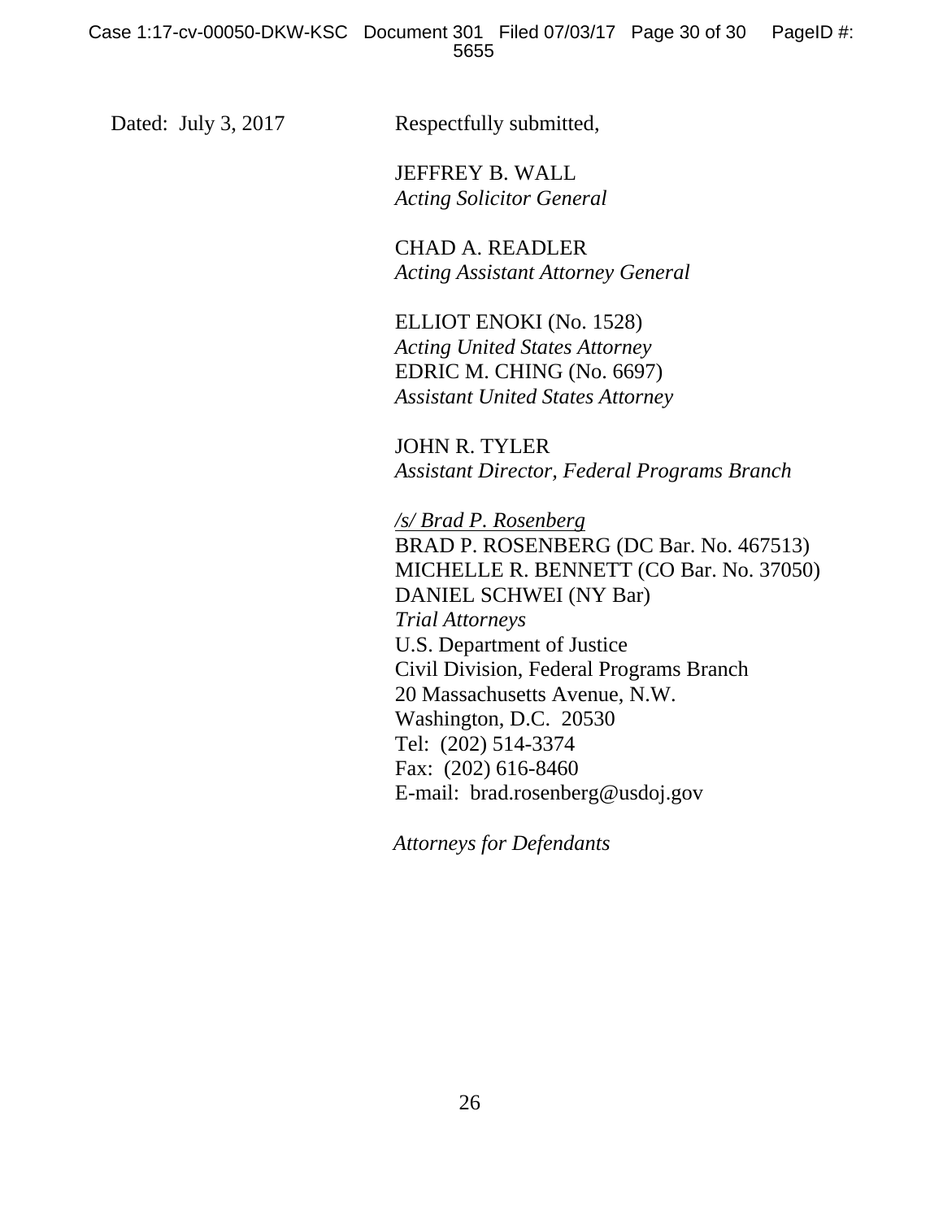Dated: July 3, 2017

Respectfully submitted,

JEFFREY B. WALL
*Acting Solicitor General*

CHAD A. READLER
*Acting Assistant Attorney General*

ELLIOT ENOKI (No. 1528)
*Acting United States Attorney*
EDRIC M. CHING (No. 6697)
*Assistant United States Attorney*

JOHN R. TYLER
*Assistant Director, Federal Programs Branch*

*/s/ Brad P. Rosenberg*
BRAD P. ROSENBERG (DC Bar. No. 467513)
MICHELLE R. BENNETT (CO Bar. No. 37050)
DANIEL SCHWEI (NY Bar)
*Trial Attorneys*
U.S. Department of Justice
Civil Division, Federal Programs Branch
20 Massachusetts Avenue, N.W.
Washington, D.C. 20530
Tel: (202) 514-3374
Fax: (202) 616-8460
E-mail: brad.rosenberg@usdoj.gov

*Attorneys for Defendants*